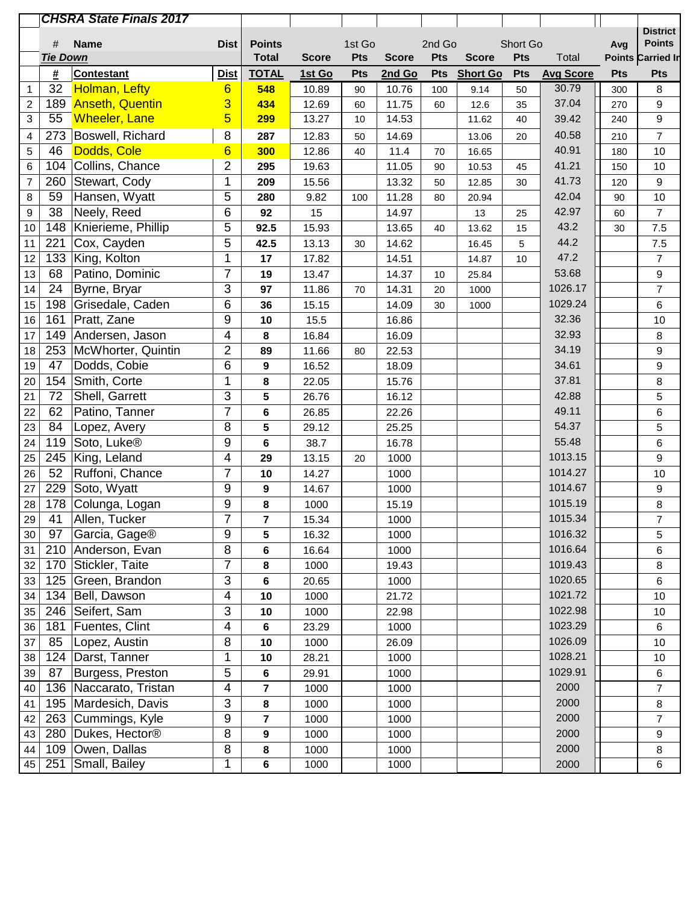# CHSRA State Finals 2017

***Tie Down***

| | # | Name | Dist | Points Total | Score | 1st Go Pts | Score | 2nd Go Pts | Score | Short Go Pts | Total | Avg Points | District Points Carried In |
|---|---|---|---|---|---|---|---|---|---|---|---|---|---|
| | **#** | **Contestant** | **Dist** | **TOTAL** | **1st Go** | **Pts** | **2nd Go** | **Pts** | **Short Go** | **Pts** | **Avg Score** | **Pts** | **Pts** |
| 1 | 32 | Holman, Lefty | 6 | **548** | 10.89 | 90 | 10.76 | 100 | 9.14 | 50 | 30.79 | 300 | 8 |
| 2 | 189 | Anseth, Quentin | 3 | **434** | 12.69 | 60 | 11.75 | 60 | 12.6 | 35 | 37.04 | 270 | 9 |
| 3 | 55 | Wheeler, Lane | 5 | **299** | 13.27 | 10 | 14.53 | | 11.62 | 40 | 39.42 | 240 | 9 |
| 4 | 273 | Boswell, Richard | 8 | **287** | 12.83 | 50 | 14.69 | | 13.06 | 20 | 40.58 | 210 | 7 |
| 5 | 46 | Dodds, Cole | 6 | **300** | 12.86 | 40 | 11.4 | 70 | 16.65 | | 40.91 | 180 | 10 |
| 6 | 104 | Collins, Chance | 2 | **295** | 19.63 | | 11.05 | 90 | 10.53 | 45 | 41.21 | 150 | 10 |
| 7 | 260 | Stewart, Cody | 1 | **209** | 15.56 | | 13.32 | 50 | 12.85 | 30 | 41.73 | 120 | 9 |
| 8 | 59 | Hansen, Wyatt | 5 | **280** | 9.82 | 100 | 11.28 | 80 | 20.94 | | 42.04 | 90 | 10 |
| 9 | 38 | Neely, Reed | 6 | **92** | 15 | | 14.97 | | 13 | 25 | 42.97 | 60 | 7 |
| 10 | 148 | Knierieme, Phillip | 5 | **92.5** | 15.93 | | 13.65 | 40 | 13.62 | 15 | 43.2 | 30 | 7.5 |
| 11 | 221 | Cox, Cayden | 5 | **42.5** | 13.13 | 30 | 14.62 | | 16.45 | 5 | 44.2 | | 7.5 |
| 12 | 133 | King, Kolton | 1 | **17** | 17.82 | | 14.51 | | 14.87 | 10 | 47.2 | | 7 |
| 13 | 68 | Patino, Dominic | 7 | **19** | 13.47 | | 14.37 | 10 | 25.84 | | 53.68 | | 9 |
| 14 | 24 | Byrne, Bryar | 3 | **97** | 11.86 | 70 | 14.31 | 20 | 1000 | | 1026.17 | | 7 |
| 15 | 198 | Grisedale, Caden | 6 | **36** | 15.15 | | 14.09 | 30 | 1000 | | 1029.24 | | 6 |
| 16 | 161 | Pratt, Zane | 9 | **10** | 15.5 | | 16.86 | | | | 32.36 | | 10 |
| 17 | 149 | Andersen, Jason | 4 | **8** | 16.84 | | 16.09 | | | | 32.93 | | 8 |
| 18 | 253 | McWhorter, Quintin | 2 | **89** | 11.66 | 80 | 22.53 | | | | 34.19 | | 9 |
| 19 | 47 | Dodds, Cobie | 6 | **9** | 16.52 | | 18.09 | | | | 34.61 | | 9 |
| 20 | 154 | Smith, Corte | 1 | **8** | 22.05 | | 15.76 | | | | 37.81 | | 8 |
| 21 | 72 | Shell, Garrett | 3 | **5** | 26.76 | | 16.12 | | | | 42.88 | | 5 |
| 22 | 62 | Patino, Tanner | 7 | **6** | 26.85 | | 22.26 | | | | 49.11 | | 6 |
| 23 | 84 | Lopez, Avery | 8 | **5** | 29.12 | | 25.25 | | | | 54.37 | | 5 |
| 24 | 119 | Soto, Luke® | 9 | **6** | 38.7 | | 16.78 | | | | 55.48 | | 6 |
| 25 | 245 | King, Leland | 4 | **29** | 13.15 | 20 | 1000 | | | | 1013.15 | | 9 |
| 26 | 52 | Ruffoni, Chance | 7 | **10** | 14.27 | | 1000 | | | | 1014.27 | | 10 |
| 27 | 229 | Soto, Wyatt | 9 | **9** | 14.67 | | 1000 | | | | 1014.67 | | 9 |
| 28 | 178 | Colunga, Logan | 9 | **8** | 1000 | | 15.19 | | | | 1015.19 | | 8 |
| 29 | 41 | Allen, Tucker | 7 | **7** | 15.34 | | 1000 | | | | 1015.34 | | 7 |
| 30 | 97 | Garcia, Gage® | 9 | **5** | 16.32 | | 1000 | | | | 1016.32 | | 5 |
| 31 | 210 | Anderson, Evan | 8 | **6** | 16.64 | | 1000 | | | | 1016.64 | | 6 |
| 32 | 170 | Stickler, Taite | 7 | **8** | 1000 | | 19.43 | | | | 1019.43 | | 8 |
| 33 | 125 | Green, Brandon | 3 | **6** | 20.65 | | 1000 | | | | 1020.65 | | 6 |
| 34 | 134 | Bell, Dawson | 4 | **10** | 1000 | | 21.72 | | | | 1021.72 | | 10 |
| 35 | 246 | Seifert, Sam | 3 | **10** | 1000 | | 22.98 | | | | 1022.98 | | 10 |
| 36 | 181 | Fuentes, Clint | 4 | **6** | 23.29 | | 1000 | | | | 1023.29 | | 6 |
| 37 | 85 | Lopez, Austin | 8 | **10** | 1000 | | 26.09 | | | | 1026.09 | | 10 |
| 38 | 124 | Darst, Tanner | 1 | **10** | 28.21 | | 1000 | | | | 1028.21 | | 10 |
| 39 | 87 | Burgess, Preston | 5 | **6** | 29.91 | | 1000 | | | | 1029.91 | | 6 |
| 40 | 136 | Naccarato, Tristan | 4 | **7** | 1000 | | 1000 | | | | 2000 | | 7 |
| 41 | 195 | Mardesich, Davis | 3 | **8** | 1000 | | 1000 | | | | 2000 | | 8 |
| 42 | 263 | Cummings, Kyle | 9 | **7** | 1000 | | 1000 | | | | 2000 | | 7 |
| 43 | 280 | Dukes, Hector® | 8 | **9** | 1000 | | 1000 | | | | 2000 | | 9 |
| 44 | 109 | Owen, Dallas | 8 | **8** | 1000 | | 1000 | | | | 2000 | | 8 |
| 45 | 251 | Small, Bailey | 1 | **6** | 1000 | | 1000 | | | | 2000 | | 6 |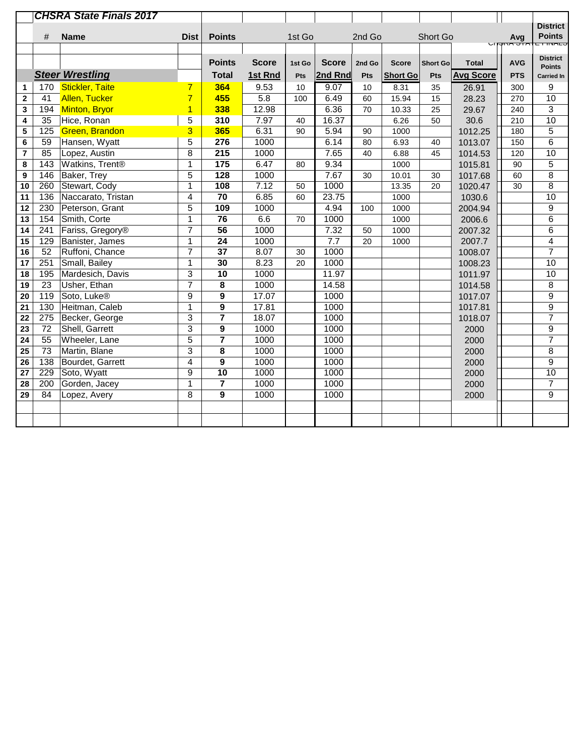## CHSRA State Finals 2017

| | # | Name | Dist | Points | Score 1st Rnd | 1st Go Pts | Score 2nd Rnd | 2nd Go Pts | Score Short Go | Short Go Pts | Total Avg Score | AVG PTS | District Points Carried In |
|---|---|---|---|---|---|---|---|---|---|---|---|---|---|
| | | **Steer Wrestling** | | **Total** | | | | | | | | | |
| 1 | 170 | Stickler, Taite | 7 | **364** | 9.53 | 10 | 9.07 | 10 | 8.31 | 35 | 26.91 | 300 | 9 |
| 2 | 41 | Allen, Tucker | 7 | **455** | 5.8 | 100 | 6.49 | 60 | 15.94 | 15 | 28.23 | 270 | 10 |
| 3 | 194 | Minton, Bryor | 1 | **338** | 12.98 | | 6.36 | 70 | 10.33 | 25 | 29.67 | 240 | 3 |
| 4 | 35 | Hice, Ronan | 5 | **310** | 7.97 | 40 | 16.37 | | 6.26 | 50 | 30.6 | 210 | 10 |
| 5 | 125 | Green, Brandon | 3 | **365** | 6.31 | 90 | 5.94 | 90 | 1000 | | 1012.25 | 180 | 5 |
| 6 | 59 | Hansen, Wyatt | 5 | **276** | 1000 | | 6.14 | 80 | 6.93 | 40 | 1013.07 | 150 | 6 |
| 7 | 85 | Lopez, Austin | 8 | **215** | 1000 | | 7.65 | 40 | 6.88 | 45 | 1014.53 | 120 | 10 |
| 8 | 143 | Watkins, Trent® | 1 | **175** | 6.47 | 80 | 9.34 | | 1000 | | 1015.81 | 90 | 5 |
| 9 | 146 | Baker, Trey | 5 | **128** | 1000 | | 7.67 | 30 | 10.01 | 30 | 1017.68 | 60 | 8 |
| 10 | 260 | Stewart, Cody | 1 | **108** | 7.12 | 50 | 1000 | | 13.35 | 20 | 1020.47 | 30 | 8 |
| 11 | 136 | Naccarato, Tristan | 4 | **70** | 6.85 | 60 | 23.75 | | 1000 | | 1030.6 | | 10 |
| 12 | 230 | Peterson, Grant | 5 | **109** | 1000 | | 4.94 | 100 | 1000 | | 2004.94 | | 9 |
| 13 | 154 | Smith, Corte | 1 | **76** | 6.6 | 70 | 1000 | | 1000 | | 2006.6 | | 6 |
| 14 | 241 | Fariss, Gregory® | 7 | **56** | 1000 | | 7.32 | 50 | 1000 | | 2007.32 | | 6 |
| 15 | 129 | Banister, James | 1 | **24** | 1000 | | 7.7 | 20 | 1000 | | 2007.7 | | 4 |
| 16 | 52 | Ruffoni, Chance | 7 | **37** | 8.07 | 30 | 1000 | | | | 1008.07 | | 7 |
| 17 | 251 | Small, Bailey | 1 | **30** | 8.23 | 20 | 1000 | | | | 1008.23 | | 10 |
| 18 | 195 | Mardesich, Davis | 3 | **10** | 1000 | | 11.97 | | | | 1011.97 | | 10 |
| 19 | 23 | Usher, Ethan | 7 | **8** | 1000 | | 14.58 | | | | 1014.58 | | 8 |
| 20 | 119 | Soto, Luke® | 9 | **9** | 17.07 | | 1000 | | | | 1017.07 | | 9 |
| 21 | 130 | Heitman, Caleb | 1 | **9** | 17.81 | | 1000 | | | | 1017.81 | | 9 |
| 22 | 275 | Becker, George | 3 | **7** | 18.07 | | 1000 | | | | 1018.07 | | 7 |
| 23 | 72 | Shell, Garrett | 3 | **9** | 1000 | | 1000 | | | | 2000 | | 9 |
| 24 | 55 | Wheeler, Lane | 5 | **7** | 1000 | | 1000 | | | | 2000 | | 7 |
| 25 | 73 | Martin, Blane | 3 | **8** | 1000 | | 1000 | | | | 2000 | | 8 |
| 26 | 138 | Bourdet, Garrett | 4 | **9** | 1000 | | 1000 | | | | 2000 | | 9 |
| 27 | 229 | Soto, Wyatt | 9 | **10** | 1000 | | 1000 | | | | 2000 | | 10 |
| 28 | 200 | Gorden, Jacey | 1 | **7** | 1000 | | 1000 | | | | 2000 | | 7 |
| 29 | 84 | Lopez, Avery | 8 | **9** | 1000 | | 1000 | | | | 2000 | | 9 |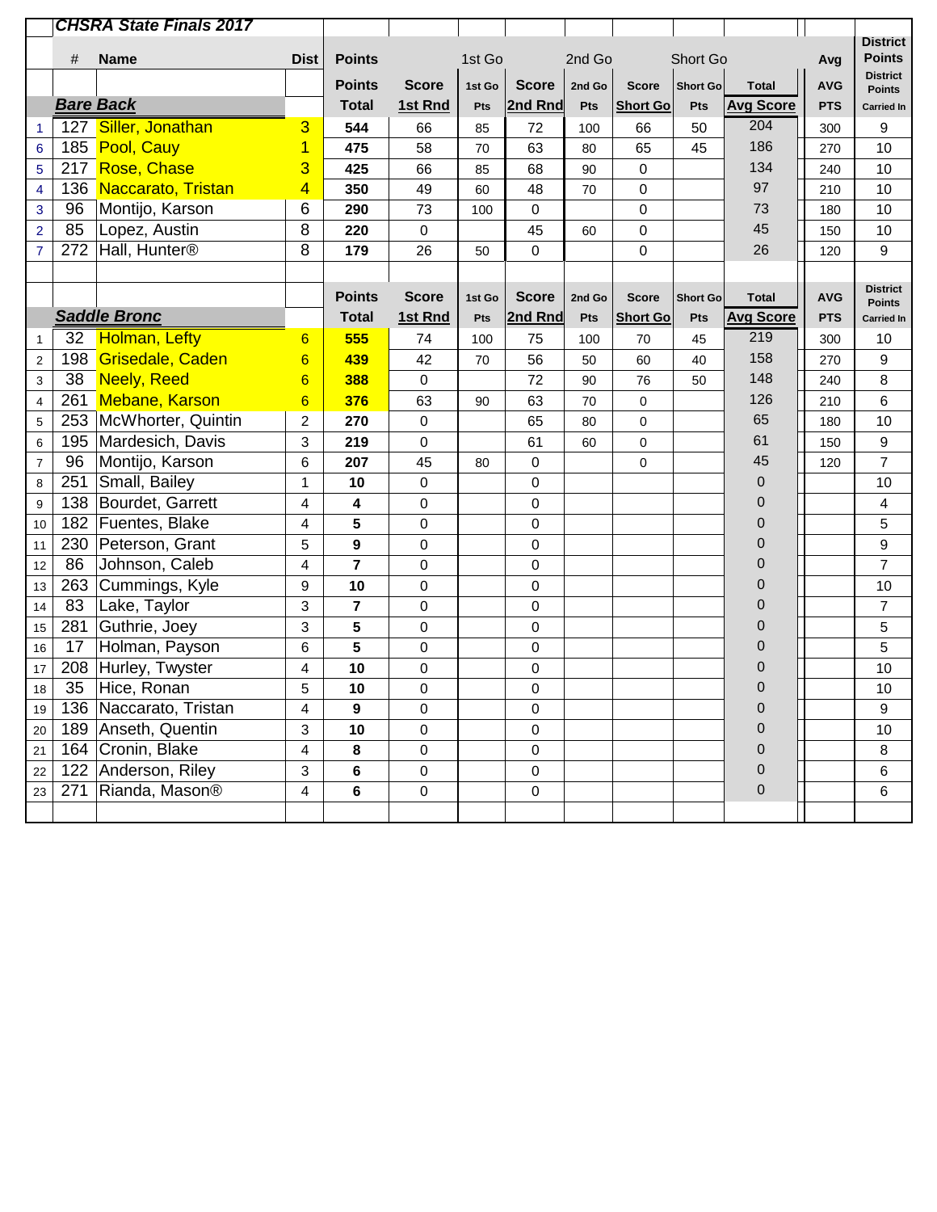## CHSRA State Finals 2017

| | # | Name | Dist | Points | | 1st Go | | 2nd Go | | Short Go | | Avg | District Points |
|---|---|---|---|---|---|---|---|---|---|---|---|---|---|
| | | | | Points | Score | 1st Go | Score | 2nd Go | Score | Short Go | Total | AVG | District Points |
| | **Bare Back** | | | Total | 1st Rnd | Pts | 2nd Rnd | Pts | Short Go | Pts | Avg Score | PTS | Carried In |
| 1 | 127 | Siller, Jonathan | 3 | 544 | 66 | 85 | 72 | 100 | 66 | 50 | 204 | 300 | 9 |
| 6 | 185 | Pool, Cauy | 1 | 475 | 58 | 70 | 63 | 80 | 65 | 45 | 186 | 270 | 10 |
| 5 | 217 | Rose, Chase | 3 | 425 | 66 | 85 | 68 | 90 | 0 | | 134 | 240 | 10 |
| 4 | 136 | Naccarato, Tristan | 4 | 350 | 49 | 60 | 48 | 70 | 0 | | 97 | 210 | 10 |
| 3 | 96 | Montijo, Karson | 6 | 290 | 73 | 100 | 0 | | 0 | | 73 | 180 | 10 |
| 2 | 85 | Lopez, Austin | 8 | 220 | 0 | | 45 | 60 | 0 | | 45 | 150 | 10 |
| 7 | 272 | Hall, Hunter® | 8 | 179 | 26 | 50 | 0 | | 0 | | 26 | 120 | 9 |

| | # | Name | Dist | Points | Score | 1st Go | Score | 2nd Go | Score | Short Go | Total | AVG | District Points |
|---|---|---|---|---|---|---|---|---|---|---|---|---|---|
| | **Saddle Bronc** | | | Total | 1st Rnd | Pts | 2nd Rnd | Pts | Short Go | Pts | Avg Score | PTS | Carried In |
| 1 | 32 | Holman, Lefty | 6 | 555 | 74 | 100 | 75 | 100 | 70 | 45 | 219 | 300 | 10 |
| 2 | 198 | Grisedale, Caden | 6 | 439 | 42 | 70 | 56 | 50 | 60 | 40 | 158 | 270 | 9 |
| 3 | 38 | Neely, Reed | 6 | 388 | 0 | | 72 | 90 | 76 | 50 | 148 | 240 | 8 |
| 4 | 261 | Mebane, Karson | 6 | 376 | 63 | 90 | 63 | 70 | 0 | | 126 | 210 | 6 |
| 5 | 253 | McWhorter, Quintin | 2 | 270 | 0 | | 65 | 80 | 0 | | 65 | 180 | 10 |
| 6 | 195 | Mardesich, Davis | 3 | 219 | 0 | | 61 | 60 | 0 | | 61 | 150 | 9 |
| 7 | 96 | Montijo, Karson | 6 | 207 | 45 | 80 | 0 | | 0 | | 45 | 120 | 7 |
| 8 | 251 | Small, Bailey | 1 | 10 | 0 | | 0 | | | | 0 | | 10 |
| 9 | 138 | Bourdet, Garrett | 4 | 4 | 0 | | 0 | | | | 0 | | 4 |
| 10 | 182 | Fuentes, Blake | 4 | 5 | 0 | | 0 | | | | 0 | | 5 |
| 11 | 230 | Peterson, Grant | 5 | 9 | 0 | | 0 | | | | 0 | | 9 |
| 12 | 86 | Johnson, Caleb | 4 | 7 | 0 | | 0 | | | | 0 | | 7 |
| 13 | 263 | Cummings, Kyle | 9 | 10 | 0 | | 0 | | | | 0 | | 10 |
| 14 | 83 | Lake, Taylor | 3 | 7 | 0 | | 0 | | | | 0 | | 7 |
| 15 | 281 | Guthrie, Joey | 3 | 5 | 0 | | 0 | | | | 0 | | 5 |
| 16 | 17 | Holman, Payson | 6 | 5 | 0 | | 0 | | | | 0 | | 5 |
| 17 | 208 | Hurley, Twyster | 4 | 10 | 0 | | 0 | | | | 0 | | 10 |
| 18 | 35 | Hice, Ronan | 5 | 10 | 0 | | 0 | | | | 0 | | 10 |
| 19 | 136 | Naccarato, Tristan | 4 | 9 | 0 | | 0 | | | | 0 | | 9 |
| 20 | 189 | Anseth, Quentin | 3 | 10 | 0 | | 0 | | | | 0 | | 10 |
| 21 | 164 | Cronin, Blake | 4 | 8 | 0 | | 0 | | | | 0 | | 8 |
| 22 | 122 | Anderson, Riley | 3 | 6 | 0 | | 0 | | | | 0 | | 6 |
| 23 | 271 | Rianda, Mason® | 4 | 6 | 0 | | 0 | | | | 0 | | 6 |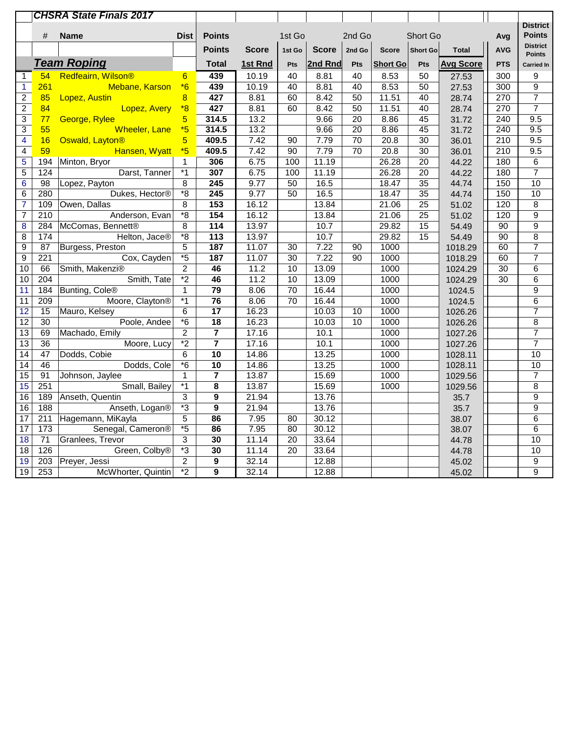| | CHSRA State Finals 2017 | | | | | | | | | | | | |
|---|---|---|---|---|---|---|---|---|---|---|---|---|---|
| | # | Name | Dist | Points | | 1st Go | | 2nd Go | | Short Go | | Avg | District Points |
| | | | | Points | Score | 1st Go | Score | 2nd Go | Score | Short Go | Total | AVG | District Points |
| | Team Roping | | | Total | 1st Rnd | Pts | 2nd Rnd | Pts | Short Go | Pts | Avg Score | PTS | Carried In |
| 1 | 54 | Redfeairn, Wilson® | 6 | 439 | 10.19 | 40 | 8.81 | 40 | 8.53 | 50 | 27.53 | 300 | 9 |
| 1 | 261 | Mebane, Karson | *6 | 439 | 10.19 | 40 | 8.81 | 40 | 8.53 | 50 | 27.53 | 300 | 9 |
| 2 | 85 | Lopez, Austin | 8 | 427 | 8.81 | 60 | 8.42 | 50 | 11.51 | 40 | 28.74 | 270 | 7 |
| 2 | 84 | Lopez, Avery | *8 | 427 | 8.81 | 60 | 8.42 | 50 | 11.51 | 40 | 28.74 | 270 | 7 |
| 3 | 77 | George, Rylee | 5 | 314.5 | 13.2 | | 9.66 | 20 | 8.86 | 45 | 31.72 | 240 | 9.5 |
| 3 | 55 | Wheeler, Lane | *5 | 314.5 | 13.2 | | 9.66 | 20 | 8.86 | 45 | 31.72 | 240 | 9.5 |
| 4 | 16 | Oswald, Layton® | 5 | 409.5 | 7.42 | 90 | 7.79 | 70 | 20.8 | 30 | 36.01 | 210 | 9.5 |
| 4 | 59 | Hansen, Wyatt | *5 | 409.5 | 7.42 | 90 | 7.79 | 70 | 20.8 | 30 | 36.01 | 210 | 9.5 |
| 5 | 194 | Minton, Bryor | 1 | 306 | 6.75 | 100 | 11.19 | | 26.28 | 20 | 44.22 | 180 | 6 |
| 5 | 124 | Darst, Tanner | *1 | 307 | 6.75 | 100 | 11.19 | | 26.28 | 20 | 44.22 | 180 | 7 |
| 6 | 98 | Lopez, Payton | 8 | 245 | 9.77 | 50 | 16.5 | | 18.47 | 35 | 44.74 | 150 | 10 |
| 6 | 280 | Dukes, Hector® | *8 | 245 | 9.77 | 50 | 16.5 | | 18.47 | 35 | 44.74 | 150 | 10 |
| 7 | 109 | Owen, Dallas | 8 | 153 | 16.12 | | 13.84 | | 21.06 | 25 | 51.02 | 120 | 8 |
| 7 | 210 | Anderson, Evan | *8 | 154 | 16.12 | | 13.84 | | 21.06 | 25 | 51.02 | 120 | 9 |
| 8 | 284 | McComas, Bennett® | 8 | 114 | 13.97 | | 10.7 | | 29.82 | 15 | 54.49 | 90 | 9 |
| 8 | 174 | Helton, Jace® | *8 | 113 | 13.97 | | 10.7 | | 29.82 | 15 | 54.49 | 90 | 8 |
| 9 | 87 | Burgess, Preston | 5 | 187 | 11.07 | 30 | 7.22 | 90 | 1000 | | 1018.29 | 60 | 7 |
| 9 | 221 | Cox, Cayden | *5 | 187 | 11.07 | 30 | 7.22 | 90 | 1000 | | 1018.29 | 60 | 7 |
| 10 | 66 | Smith, Makenzi® | 2 | 46 | 11.2 | 10 | 13.09 | | 1000 | | 1024.29 | 30 | 6 |
| 10 | 204 | Smith, Tate | *2 | 46 | 11.2 | 10 | 13.09 | | 1000 | | 1024.29 | 30 | 6 |
| 11 | 184 | Bunting, Cole® | 1 | 79 | 8.06 | 70 | 16.44 | | 1000 | | 1024.5 | | 9 |
| 11 | 209 | Moore, Clayton® | *1 | 76 | 8.06 | 70 | 16.44 | | 1000 | | 1024.5 | | 6 |
| 12 | 15 | Mauro, Kelsey | 6 | 17 | 16.23 | | 10.03 | 10 | 1000 | | 1026.26 | | 7 |
| 12 | 30 | Poole, Andee | *6 | 18 | 16.23 | | 10.03 | 10 | 1000 | | 1026.26 | | 8 |
| 13 | 69 | Machado, Emily | 2 | 7 | 17.16 | | 10.1 | | 1000 | | 1027.26 | | 7 |
| 13 | 36 | Moore, Lucy | *2 | 7 | 17.16 | | 10.1 | | 1000 | | 1027.26 | | 7 |
| 14 | 47 | Dodds, Cobie | 6 | 10 | 14.86 | | 13.25 | | 1000 | | 1028.11 | | 10 |
| 14 | 46 | Dodds, Cole | *6 | 10 | 14.86 | | 13.25 | | 1000 | | 1028.11 | | 10 |
| 15 | 91 | Johnson, Jaylee | 1 | 7 | 13.87 | | 15.69 | | 1000 | | 1029.56 | | 7 |
| 15 | 251 | Small, Bailey | *1 | 8 | 13.87 | | 15.69 | | 1000 | | 1029.56 | | 8 |
| 16 | 189 | Anseth, Quentin | 3 | 9 | 21.94 | | 13.76 | | | | 35.7 | | 9 |
| 16 | 188 | Anseth, Logan® | *3 | 9 | 21.94 | | 13.76 | | | | 35.7 | | 9 |
| 17 | 211 | Hagemann, MiKayla | 5 | 86 | 7.95 | 80 | 30.12 | | | | 38.07 | | 6 |
| 17 | 173 | Senegal, Cameron® | *5 | 86 | 7.95 | 80 | 30.12 | | | | 38.07 | | 6 |
| 18 | 71 | Granlees, Trevor | 3 | 30 | 11.14 | 20 | 33.64 | | | | 44.78 | | 10 |
| 18 | 126 | Green, Colby® | *3 | 30 | 11.14 | 20 | 33.64 | | | | 44.78 | | 10 |
| 19 | 203 | Preyer, Jessi | 2 | 9 | 32.14 | | 12.88 | | | | 45.02 | | 9 |
| 19 | 253 | McWhorter, Quintin | *2 | 9 | 32.14 | | 12.88 | | | | 45.02 | | 9 |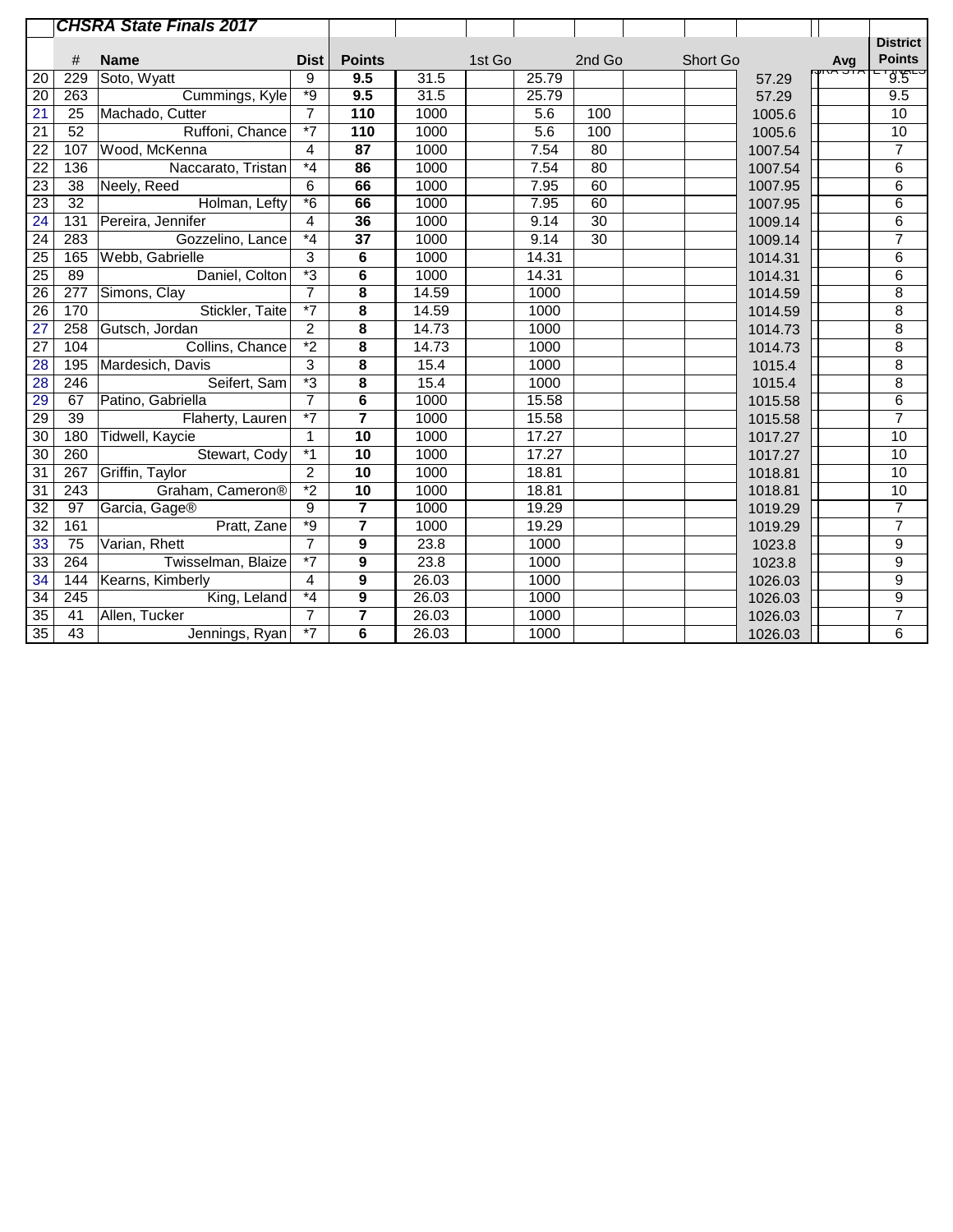| | CHSRA State Finals 2017 | | | | | | | | | | | | |
|---|---|---|---|---|---|---|---|---|---|---|---|---|---|
| | # | Name | Dist | Points | | 1st Go | | 2nd Go | | Short Go | | Avg | District Points |
| 20 | 229 | Soto, Wyatt | 9 | **9.5** | 31.5 | | 25.79 | | | | 57.29 | | 9.5 |
| 20 | 263 | Cummings, Kyle | *9 | **9.5** | 31.5 | | 25.79 | | | | 57.29 | | 9.5 |
| 21 | 25 | Machado, Cutter | 7 | **110** | 1000 | | 5.6 | 100 | | | 1005.6 | | 10 |
| 21 | 52 | Ruffoni, Chance | *7 | **110** | 1000 | | 5.6 | 100 | | | 1005.6 | | 10 |
| 22 | 107 | Wood, McKenna | 4 | **87** | 1000 | | 7.54 | 80 | | | 1007.54 | | 7 |
| 22 | 136 | Naccarato, Tristan | *4 | **86** | 1000 | | 7.54 | 80 | | | 1007.54 | | 6 |
| 23 | 38 | Neely, Reed | 6 | **66** | 1000 | | 7.95 | 60 | | | 1007.95 | | 6 |
| 23 | 32 | Holman, Lefty | *6 | **66** | 1000 | | 7.95 | 60 | | | 1007.95 | | 6 |
| 24 | 131 | Pereira, Jennifer | 4 | **36** | 1000 | | 9.14 | 30 | | | 1009.14 | | 6 |
| 24 | 283 | Gozzelino, Lance | *4 | **37** | 1000 | | 9.14 | 30 | | | 1009.14 | | 7 |
| 25 | 165 | Webb, Gabrielle | 3 | **6** | 1000 | | 14.31 | | | | 1014.31 | | 6 |
| 25 | 89 | Daniel, Colton | *3 | **6** | 1000 | | 14.31 | | | | 1014.31 | | 6 |
| 26 | 277 | Simons, Clay | 7 | **8** | 14.59 | | 1000 | | | | 1014.59 | | 8 |
| 26 | 170 | Stickler, Taite | *7 | **8** | 14.59 | | 1000 | | | | 1014.59 | | 8 |
| 27 | 258 | Gutsch, Jordan | 2 | **8** | 14.73 | | 1000 | | | | 1014.73 | | 8 |
| 27 | 104 | Collins, Chance | *2 | **8** | 14.73 | | 1000 | | | | 1014.73 | | 8 |
| 28 | 195 | Mardesich, Davis | 3 | **8** | 15.4 | | 1000 | | | | 1015.4 | | 8 |
| 28 | 246 | Seifert, Sam | *3 | **8** | 15.4 | | 1000 | | | | 1015.4 | | 8 |
| 29 | 67 | Patino, Gabriella | 7 | **6** | 1000 | | 15.58 | | | | 1015.58 | | 6 |
| 29 | 39 | Flaherty, Lauren | *7 | **7** | 1000 | | 15.58 | | | | 1015.58 | | 7 |
| 30 | 180 | Tidwell, Kaycie | 1 | **10** | 1000 | | 17.27 | | | | 1017.27 | | 10 |
| 30 | 260 | Stewart, Cody | *1 | **10** | 1000 | | 17.27 | | | | 1017.27 | | 10 |
| 31 | 267 | Griffin, Taylor | 2 | **10** | 1000 | | 18.81 | | | | 1018.81 | | 10 |
| 31 | 243 | Graham, Cameron® | *2 | **10** | 1000 | | 18.81 | | | | 1018.81 | | 10 |
| 32 | 97 | Garcia, Gage® | 9 | **7** | 1000 | | 19.29 | | | | 1019.29 | | 7 |
| 32 | 161 | Pratt, Zane | *9 | **7** | 1000 | | 19.29 | | | | 1019.29 | | 7 |
| 33 | 75 | Varian, Rhett | 7 | **9** | 23.8 | | 1000 | | | | 1023.8 | | 9 |
| 33 | 264 | Twisselman, Blaize | *7 | **9** | 23.8 | | 1000 | | | | 1023.8 | | 9 |
| 34 | 144 | Kearns, Kimberly | 4 | **9** | 26.03 | | 1000 | | | | 1026.03 | | 9 |
| 34 | 245 | King, Leland | *4 | **9** | 26.03 | | 1000 | | | | 1026.03 | | 9 |
| 35 | 41 | Allen, Tucker | 7 | **7** | 26.03 | | 1000 | | | | 1026.03 | | 7 |
| 35 | 43 | Jennings, Ryan | *7 | **6** | 26.03 | | 1000 | | | | 1026.03 | | 6 |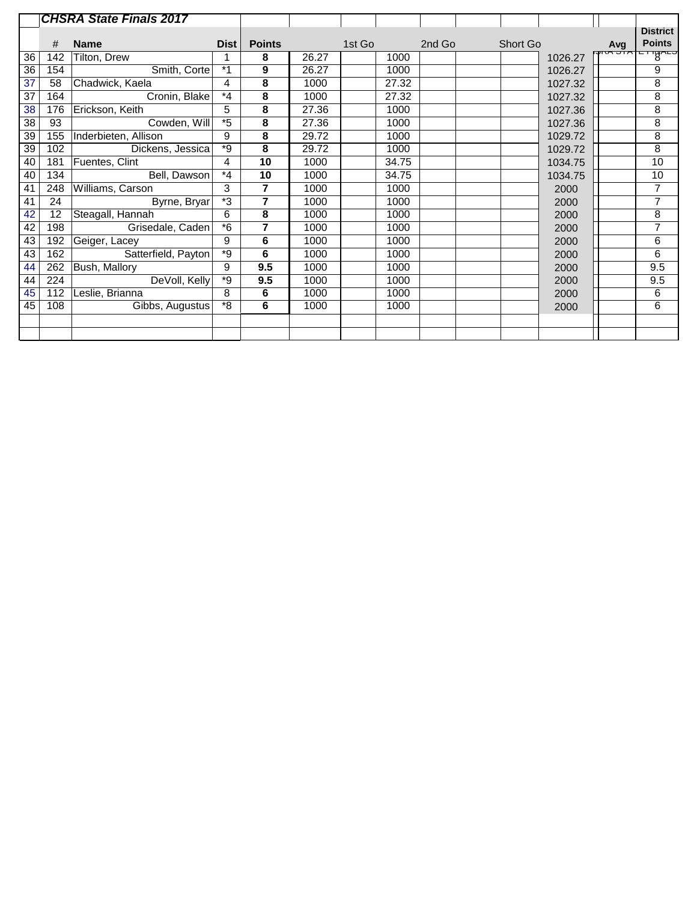## *CHSRA State Finals 2017*

| | # | Name | Dist | Points | 1st Go | | 2nd Go | | Short Go | | | Avg | District Points |
|---|---|---|---|---|---|---|---|---|---|---|---|---|---|
| 36 | 142 | Tilton, Drew | 1 | **8** | 26.27 | | 1000 | | | | 1026.27 | | 8 |
| 36 | 154 | Smith, Corte | *1 | **9** | 26.27 | | 1000 | | | | 1026.27 | | 9 |
| 37 | 58 | Chadwick, Kaela | 4 | **8** | 1000 | | 27.32 | | | | 1027.32 | | 8 |
| 37 | 164 | Cronin, Blake | *4 | **8** | 1000 | | 27.32 | | | | 1027.32 | | 8 |
| 38 | 176 | Erickson, Keith | 5 | **8** | 27.36 | | 1000 | | | | 1027.36 | | 8 |
| 38 | 93 | Cowden, Will | *5 | **8** | 27.36 | | 1000 | | | | 1027.36 | | 8 |
| 39 | 155 | Inderbieten, Allison | 9 | **8** | 29.72 | | 1000 | | | | 1029.72 | | 8 |
| 39 | 102 | Dickens, Jessica | *9 | **8** | 29.72 | | 1000 | | | | 1029.72 | | 8 |
| 40 | 181 | Fuentes, Clint | 4 | **10** | 1000 | | 34.75 | | | | 1034.75 | | 10 |
| 40 | 134 | Bell, Dawson | *4 | **10** | 1000 | | 34.75 | | | | 1034.75 | | 10 |
| 41 | 248 | Williams, Carson | 3 | **7** | 1000 | | 1000 | | | | 2000 | | 7 |
| 41 | 24 | Byrne, Bryar | *3 | **7** | 1000 | | 1000 | | | | 2000 | | 7 |
| 42 | 12 | Steagall, Hannah | 6 | **8** | 1000 | | 1000 | | | | 2000 | | 8 |
| 42 | 198 | Grisedale, Caden | *6 | **7** | 1000 | | 1000 | | | | 2000 | | 7 |
| 43 | 192 | Geiger, Lacey | 9 | **6** | 1000 | | 1000 | | | | 2000 | | 6 |
| 43 | 162 | Satterfield, Payton | *9 | **6** | 1000 | | 1000 | | | | 2000 | | 6 |
| 44 | 262 | Bush, Mallory | 9 | **9.5** | 1000 | | 1000 | | | | 2000 | | 9.5 |
| 44 | 224 | DeVoll, Kelly | *9 | **9.5** | 1000 | | 1000 | | | | 2000 | | 9.5 |
| 45 | 112 | Leslie, Brianna | 8 | **6** | 1000 | | 1000 | | | | 2000 | | 6 |
| 45 | 108 | Gibbs, Augustus | *8 | **6** | 1000 | | 1000 | | | | 2000 | | 6 |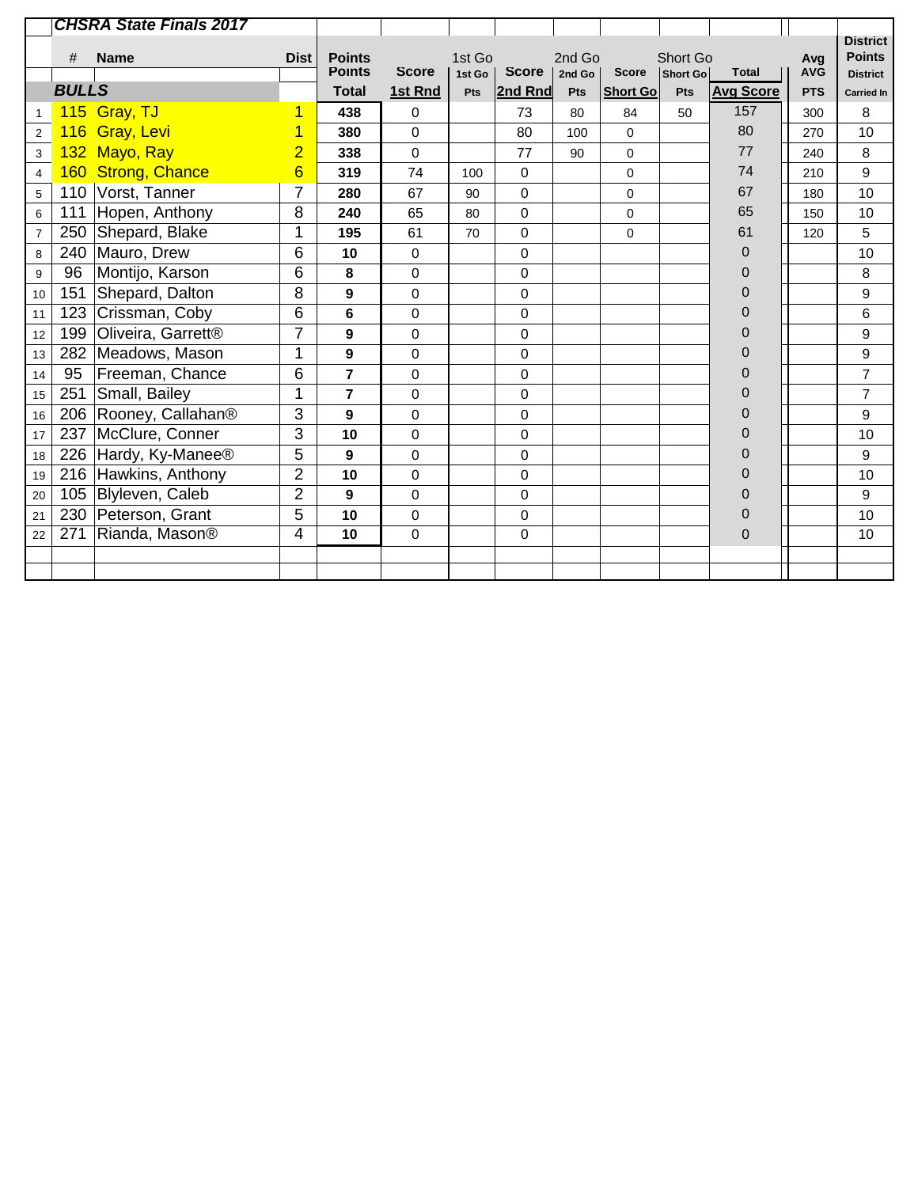## CHSRA State Finals 2017

| | # | Name | Dist | Points Total | Score 1st Rnd | 1st Go Pts | Score 2nd Rnd | 2nd Go Pts | Score Short Go | Short Go Pts | Total Avg Score | Avg AVG PTS | District Points Carried In |
|---|---|---|---|---|---|---|---|---|---|---|---|---|---|
| | **BULLS** | | | | | | | | | | | | |
| 1 | 115 | Gray, TJ | 1 | **438** | 0 | | 73 | 80 | 84 | 50 | 157 | 300 | 8 |
| 2 | 116 | Gray, Levi | 1 | **380** | 0 | | 80 | 100 | 0 | | 80 | 270 | 10 |
| 3 | 132 | Mayo, Ray | 2 | **338** | 0 | | 77 | 90 | 0 | | 77 | 240 | 8 |
| 4 | 160 | Strong, Chance | 6 | **319** | 74 | 100 | 0 | | 0 | | 74 | 210 | 9 |
| 5 | 110 | Vorst, Tanner | 7 | **280** | 67 | 90 | 0 | | 0 | | 67 | 180 | 10 |
| 6 | 111 | Hopen, Anthony | 8 | **240** | 65 | 80 | 0 | | 0 | | 65 | 150 | 10 |
| 7 | 250 | Shepard, Blake | 1 | **195** | 61 | 70 | 0 | | 0 | | 61 | 120 | 5 |
| 8 | 240 | Mauro, Drew | 6 | **10** | 0 | | 0 | | | | 0 | | 10 |
| 9 | 96 | Montijo, Karson | 6 | **8** | 0 | | 0 | | | | 0 | | 8 |
| 10 | 151 | Shepard, Dalton | 8 | **9** | 0 | | 0 | | | | 0 | | 9 |
| 11 | 123 | Crissman, Coby | 6 | **6** | 0 | | 0 | | | | 0 | | 6 |
| 12 | 199 | Oliveira, Garrett® | 7 | **9** | 0 | | 0 | | | | 0 | | 9 |
| 13 | 282 | Meadows, Mason | 1 | **9** | 0 | | 0 | | | | 0 | | 9 |
| 14 | 95 | Freeman, Chance | 6 | **7** | 0 | | 0 | | | | 0 | | 7 |
| 15 | 251 | Small, Bailey | 1 | **7** | 0 | | 0 | | | | 0 | | 7 |
| 16 | 206 | Rooney, Callahan® | 3 | **9** | 0 | | 0 | | | | 0 | | 9 |
| 17 | 237 | McClure, Conner | 3 | **10** | 0 | | 0 | | | | 0 | | 10 |
| 18 | 226 | Hardy, Ky-Manee® | 5 | **9** | 0 | | 0 | | | | 0 | | 9 |
| 19 | 216 | Hawkins, Anthony | 2 | **10** | 0 | | 0 | | | | 0 | | 10 |
| 20 | 105 | Blyleven, Caleb | 2 | **9** | 0 | | 0 | | | | 0 | | 9 |
| 21 | 230 | Peterson, Grant | 5 | **10** | 0 | | 0 | | | | 0 | | 10 |
| 22 | 271 | Rianda, Mason® | 4 | **10** | 0 | | 0 | | | | 0 | | 10 |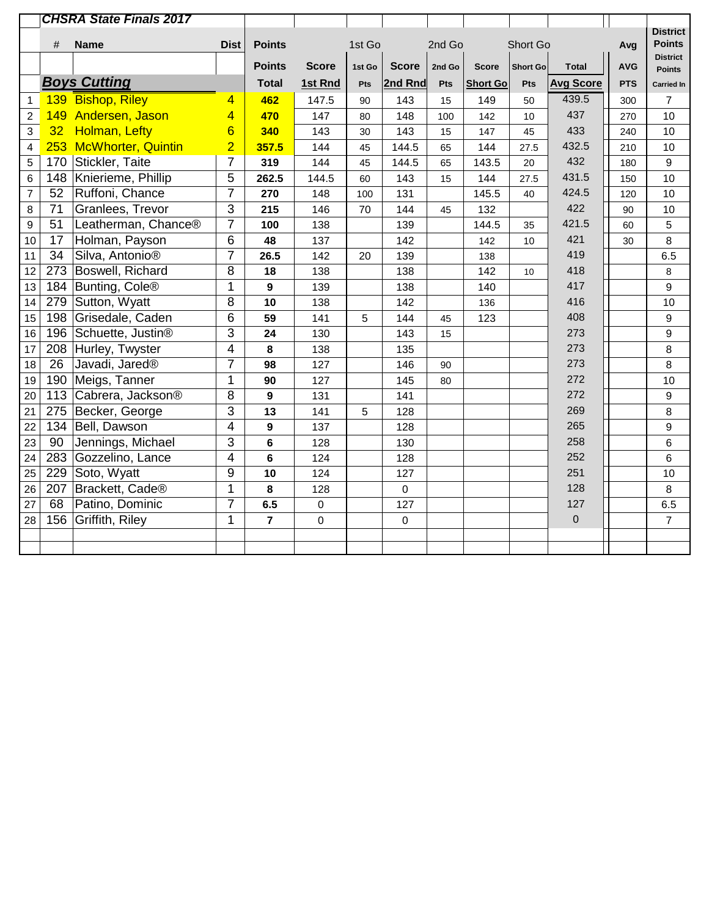## CHSRA State Finals 2017

| | # | Name | Dist | Points | | 1st Go | 2nd Go | | Short Go | | | Avg | District Points |
|---|---|---|---|---|---|---|---|---|---|---|---|---|---|
| | | | | Points | Score | 1st Go | Score | 2nd Go | Score | Short Go | Total | AVG | District Points |
| | **Boys Cutting** | | | Total | 1st Rnd | Pts | 2nd Rnd | Pts | Short Go | Pts | Avg Score | PTS | Carried In |
| 1 | 139 | Bishop, Riley | 4 | **462** | 147.5 | 90 | 143 | 15 | 149 | 50 | 439.5 | 300 | 7 |
| 2 | 149 | Andersen, Jason | 4 | **470** | 147 | 80 | 148 | 100 | 142 | 10 | 437 | 270 | 10 |
| 3 | 32 | Holman, Lefty | 6 | **340** | 143 | 30 | 143 | 15 | 147 | 45 | 433 | 240 | 10 |
| 4 | 253 | McWhorter, Quintin | 2 | **357.5** | 144 | 45 | 144.5 | 65 | 144 | 27.5 | 432.5 | 210 | 10 |
| 5 | 170 | Stickler, Taite | 7 | **319** | 144 | 45 | 144.5 | 65 | 143.5 | 20 | 432 | 180 | 9 |
| 6 | 148 | Knierieme, Phillip | 5 | **262.5** | 144.5 | 60 | 143 | 15 | 144 | 27.5 | 431.5 | 150 | 10 |
| 7 | 52 | Ruffoni, Chance | 7 | **270** | 148 | 100 | 131 | | 145.5 | 40 | 424.5 | 120 | 10 |
| 8 | 71 | Granlees, Trevor | 3 | **215** | 146 | 70 | 144 | 45 | 132 | | 422 | 90 | 10 |
| 9 | 51 | Leatherman, Chance® | 7 | **100** | 138 | | 139 | | 144.5 | 35 | 421.5 | 60 | 5 |
| 10 | 17 | Holman, Payson | 6 | **48** | 137 | | 142 | | 142 | 10 | 421 | 30 | 8 |
| 11 | 34 | Silva, Antonio® | 7 | **26.5** | 142 | 20 | 139 | | 138 | | 419 | | 6.5 |
| 12 | 273 | Boswell, Richard | 8 | **18** | 138 | | 138 | | 142 | 10 | 418 | | 8 |
| 13 | 184 | Bunting, Cole® | 1 | **9** | 139 | | 138 | | 140 | | 417 | | 9 |
| 14 | 279 | Sutton, Wyatt | 8 | **10** | 138 | | 142 | | 136 | | 416 | | 10 |
| 15 | 198 | Grisedale, Caden | 6 | **59** | 141 | 5 | 144 | 45 | 123 | | 408 | | 9 |
| 16 | 196 | Schuette, Justin® | 3 | **24** | 130 | | 143 | 15 | | | 273 | | 9 |
| 17 | 208 | Hurley, Twyster | 4 | **8** | 138 | | 135 | | | | 273 | | 8 |
| 18 | 26 | Javadi, Jared® | 7 | **98** | 127 | | 146 | 90 | | | 273 | | 8 |
| 19 | 190 | Meigs, Tanner | 1 | **90** | 127 | | 145 | 80 | | | 272 | | 10 |
| 20 | 113 | Cabrera, Jackson® | 8 | **9** | 131 | | 141 | | | | 272 | | 9 |
| 21 | 275 | Becker, George | 3 | **13** | 141 | 5 | 128 | | | | 269 | | 8 |
| 22 | 134 | Bell, Dawson | 4 | **9** | 137 | | 128 | | | | 265 | | 9 |
| 23 | 90 | Jennings, Michael | 3 | **6** | 128 | | 130 | | | | 258 | | 6 |
| 24 | 283 | Gozzelino, Lance | 4 | **6** | 124 | | 128 | | | | 252 | | 6 |
| 25 | 229 | Soto, Wyatt | 9 | **10** | 124 | | 127 | | | | 251 | | 10 |
| 26 | 207 | Brackett, Cade® | 1 | **8** | 128 | | 0 | | | | 128 | | 8 |
| 27 | 68 | Patino, Dominic | 7 | **6.5** | 0 | | 127 | | | | 127 | | 6.5 |
| 28 | 156 | Griffith, Riley | 1 | **7** | 0 | | 0 | | | | 0 | | 7 |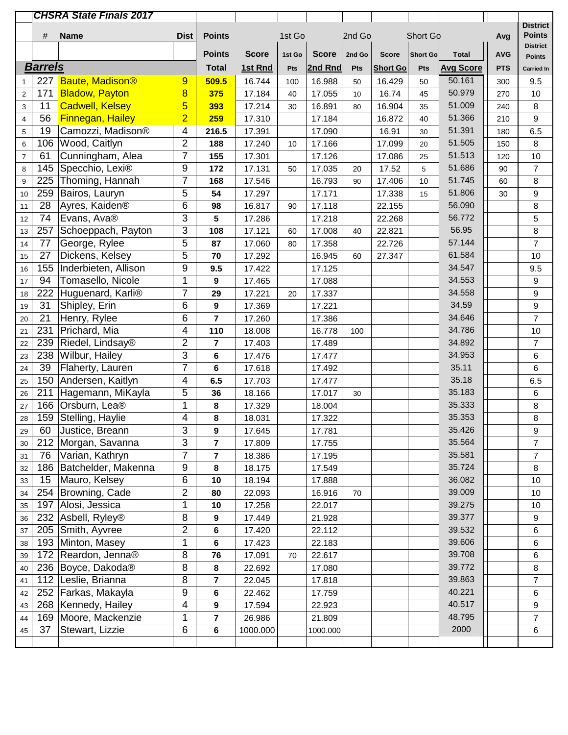| | # | Name | Dist | Points | | 1st Go | | 2nd Go | | Short Go | | | Avg | District Points |
|---|---|---|---|---|---|---|---|---|---|---|---|---|---|---|
| | | | | Points | Score | 1st Go | Score | 2nd Go | Score | Short Go | Total | | AVG | District Points |
| | ***Barrels*** | | | Total | 1st Rnd | Pts | 2nd Rnd | Pts | Short Go | Pts | Avg Score | | PTS | Carried In |
| 1 | 227 | Baute, Madison® | 9 | 509.5 | 16.744 | 100 | 16.988 | 50 | 16.429 | 50 | 50.161 | | 300 | 9.5 |
| 2 | 171 | Bladow, Payton | 8 | 375 | 17.184 | 40 | 17.055 | 10 | 16.74 | 45 | 50.979 | | 270 | 10 |
| 3 | 11 | Cadwell, Kelsey | 5 | 393 | 17.214 | 30 | 16.891 | 80 | 16.904 | 35 | 51.009 | | 240 | 8 |
| 4 | 56 | Finnegan, Hailey | 2 | 259 | 17.310 | | 17.184 | | 16.872 | 40 | 51.366 | | 210 | 9 |
| 5 | 19 | Camozzi, Madison® | 4 | 216.5 | 17.391 | | 17.090 | | 16.91 | 30 | 51.391 | | 180 | 6.5 |
| 6 | 106 | Wood, Caitlyn | 2 | 188 | 17.240 | 10 | 17.166 | | 17.099 | 20 | 51.505 | | 150 | 8 |
| 7 | 61 | Cunningham, Alea | 7 | 155 | 17.301 | | 17.126 | | 17.086 | 25 | 51.513 | | 120 | 10 |
| 8 | 145 | Specchio, Lexi® | 9 | 172 | 17.131 | 50 | 17.035 | 20 | 17.52 | 5 | 51.686 | | 90 | 7 |
| 9 | 225 | Thoming, Hannah | 7 | 168 | 17.546 | | 16.793 | 90 | 17.406 | 10 | 51.745 | | 60 | 8 |
| 10 | 259 | Bairos, Lauryn | 5 | 54 | 17.297 | | 17.171 | | 17.338 | 15 | 51.806 | | 30 | 9 |
| 11 | 28 | Ayres, Kaiden® | 6 | 98 | 16.817 | 90 | 17.118 | | 22.155 | | 56.090 | | | 8 |
| 12 | 74 | Evans, Ava® | 3 | 5 | 17.286 | | 17.218 | | 22.268 | | 56.772 | | | 5 |
| 13 | 257 | Schoeppach, Payton | 3 | 108 | 17.121 | 60 | 17.008 | 40 | 22.821 | | 56.95 | | | 8 |
| 14 | 77 | George, Rylee | 5 | 87 | 17.060 | 80 | 17.358 | | 22.726 | | 57.144 | | | 7 |
| 15 | 27 | Dickens, Kelsey | 5 | 70 | 17.292 | | 16.945 | 60 | 27.347 | | 61.584 | | | 10 |
| 16 | 155 | Inderbieten, Allison | 9 | 9.5 | 17.422 | | 17.125 | | | | 34.547 | | | 9.5 |
| 17 | 94 | Tomasello, Nicole | 1 | 9 | 17.465 | | 17.088 | | | | 34.553 | | | 9 |
| 18 | 222 | Huguenard, Karli® | 7 | 29 | 17.221 | 20 | 17.337 | | | | 34.558 | | | 9 |
| 19 | 31 | Shipley, Erin | 6 | 9 | 17.369 | | 17.221 | | | | 34.59 | | | 9 |
| 20 | 21 | Henry, Rylee | 6 | 7 | 17.260 | | 17.386 | | | | 34.646 | | | 7 |
| 21 | 231 | Prichard, Mia | 4 | 110 | 18.008 | | 16.778 | 100 | | | 34.786 | | | 10 |
| 22 | 239 | Riedel, Lindsay® | 2 | 7 | 17.403 | | 17.489 | | | | 34.892 | | | 7 |
| 23 | 238 | Wilbur, Hailey | 3 | 6 | 17.476 | | 17.477 | | | | 34.953 | | | 6 |
| 24 | 39 | Flaherty, Lauren | 7 | 6 | 17.618 | | 17.492 | | | | 35.11 | | | 6 |
| 25 | 150 | Andersen, Kaitlyn | 4 | 6.5 | 17.703 | | 17.477 | | | | 35.18 | | | 6.5 |
| 26 | 211 | Hagemann, MiKayla | 5 | 36 | 18.166 | | 17.017 | 30 | | | 35.183 | | | 6 |
| 27 | 166 | Orsburn, Lea® | 1 | 8 | 17.329 | | 18.004 | | | | 35.333 | | | 8 |
| 28 | 159 | Stelling, Haylie | 4 | 8 | 18.031 | | 17.322 | | | | 35.353 | | | 8 |
| 29 | 60 | Justice, Breann | 3 | 9 | 17.645 | | 17.781 | | | | 35.426 | | | 9 |
| 30 | 212 | Morgan, Savanna | 3 | 7 | 17.809 | | 17.755 | | | | 35.564 | | | 7 |
| 31 | 76 | Varian, Kathryn | 7 | 7 | 18.386 | | 17.195 | | | | 35.581 | | | 7 |
| 32 | 186 | Batchelder, Makenna | 9 | 8 | 18.175 | | 17.549 | | | | 35.724 | | | 8 |
| 33 | 15 | Mauro, Kelsey | 6 | 10 | 18.194 | | 17.888 | | | | 36.082 | | | 10 |
| 34 | 254 | Browning, Cade | 2 | 80 | 22.093 | | 16.916 | 70 | | | 39.009 | | | 10 |
| 35 | 197 | Alosi, Jessica | 1 | 10 | 17.258 | | 22.017 | | | | 39.275 | | | 10 |
| 36 | 232 | Asbell, Ryley® | 8 | 9 | 17.449 | | 21.928 | | | | 39.377 | | | 9 |
| 37 | 205 | Smith, Ayvree | 2 | 6 | 17.420 | | 22.112 | | | | 39.532 | | | 6 |
| 38 | 193 | Minton, Masey | 1 | 6 | 17.423 | | 22.183 | | | | 39.606 | | | 6 |
| 39 | 172 | Reardon, Jenna® | 8 | 76 | 17.091 | 70 | 22.617 | | | | 39.708 | | | 6 |
| 40 | 236 | Boyce, Dakoda® | 8 | 8 | 22.692 | | 17.080 | | | | 39.772 | | | 8 |
| 41 | 112 | Leslie, Brianna | 8 | 7 | 22.045 | | 17.818 | | | | 39.863 | | | 7 |
| 42 | 252 | Farkas, Makayla | 9 | 6 | 22.462 | | 17.759 | | | | 40.221 | | | 6 |
| 43 | 268 | Kennedy, Hailey | 4 | 9 | 17.594 | | 22.923 | | | | 40.517 | | | 9 |
| 44 | 169 | Moore, Mackenzie | 1 | 7 | 26.986 | | 21.809 | | | | 48.795 | | | 7 |
| 45 | 37 | Stewart, Lizzie | 6 | 6 | 1000.000 | | 1000.000 | | | | 2000 | | | 6 |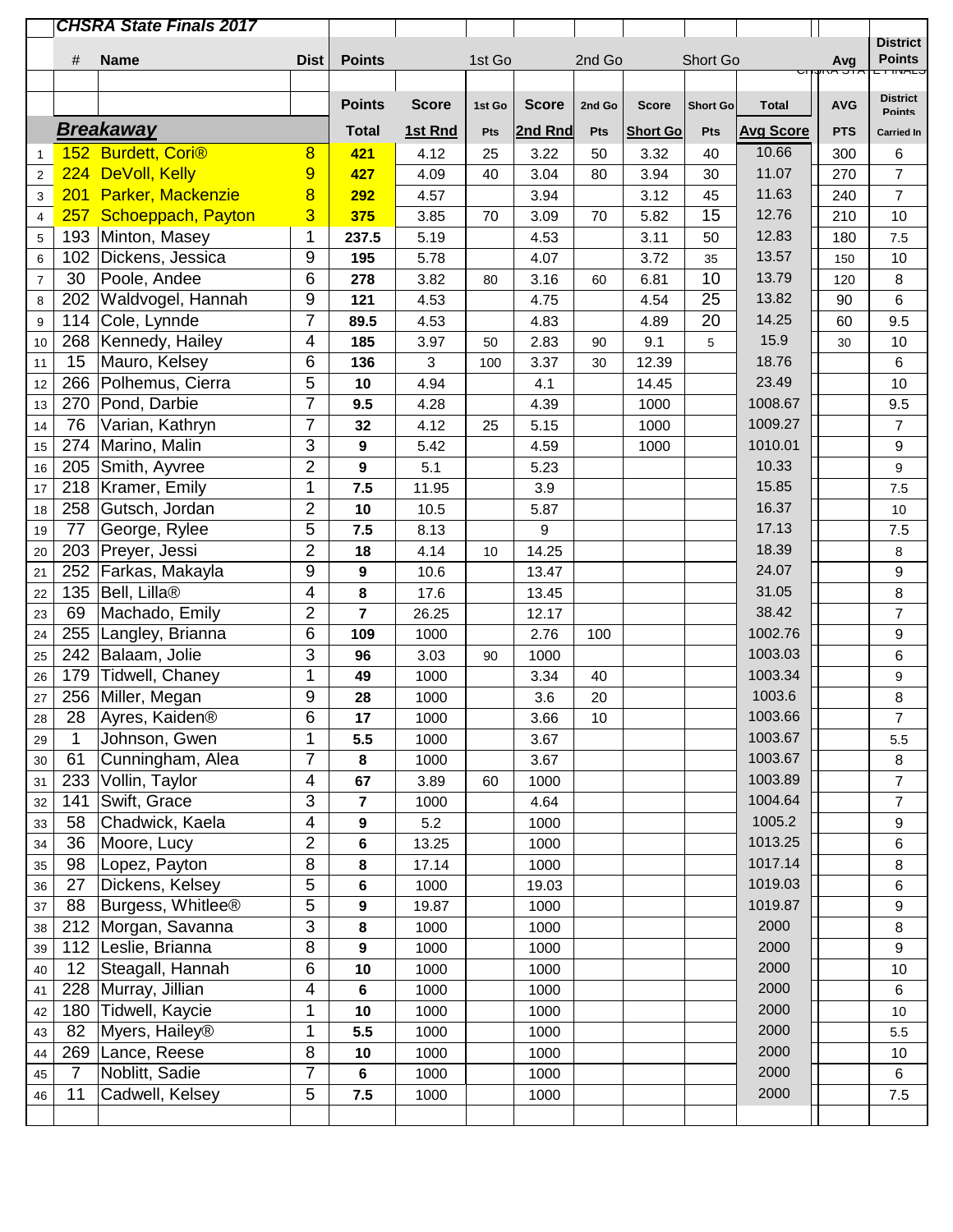**CHSRA State Finals 2017**

| | # | Name | Dist | Points | Score | 1st Go Pts | Score | 2nd Go Pts | Score | Short Go Pts | Total | AVG PTS | District Points Carried In |
|---|---|---|---|---|---|---|---|---|---|---|---|---|---|
| | | **Breakaway** | | Total | 1st Rnd | Pts | 2nd Rnd | Pts | Short Go | Pts | Avg Score | PTS | Carried In |
| 1 | 152 | Burdett, Cori® | 8 | 421 | 4.12 | 25 | 3.22 | 50 | 3.32 | 40 | 10.66 | 300 | 6 |
| 2 | 224 | DeVoll, Kelly | 9 | 427 | 4.09 | 40 | 3.04 | 80 | 3.94 | 30 | 11.07 | 270 | 7 |
| 3 | 201 | Parker, Mackenzie | 8 | 292 | 4.57 | | 3.94 | | 3.12 | 45 | 11.63 | 240 | 7 |
| 4 | 257 | Schoeppach, Payton | 3 | 375 | 3.85 | 70 | 3.09 | 70 | 5.82 | 15 | 12.76 | 210 | 10 |
| 5 | 193 | Minton, Masey | 1 | 237.5 | 5.19 | | 4.53 | | 3.11 | 50 | 12.83 | 180 | 7.5 |
| 6 | 102 | Dickens, Jessica | 9 | 195 | 5.78 | | 4.07 | | 3.72 | 35 | 13.57 | 150 | 10 |
| 7 | 30 | Poole, Andee | 6 | 278 | 3.82 | 80 | 3.16 | 60 | 6.81 | 10 | 13.79 | 120 | 8 |
| 8 | 202 | Waldvogel, Hannah | 9 | 121 | 4.53 | | 4.75 | | 4.54 | 25 | 13.82 | 90 | 6 |
| 9 | 114 | Cole, Lynnde | 7 | 89.5 | 4.53 | | 4.83 | | 4.89 | 20 | 14.25 | 60 | 9.5 |
| 10 | 268 | Kennedy, Hailey | 4 | 185 | 3.97 | 50 | 2.83 | 90 | 9.1 | 5 | 15.9 | 30 | 10 |
| 11 | 15 | Mauro, Kelsey | 6 | 136 | 3 | 100 | 3.37 | 30 | 12.39 | | 18.76 | | 6 |
| 12 | 266 | Polhemus, Cierra | 5 | 10 | 4.94 | | 4.1 | | 14.45 | | 23.49 | | 10 |
| 13 | 270 | Pond, Darbie | 7 | 9.5 | 4.28 | | 4.39 | | 1000 | | 1008.67 | | 9.5 |
| 14 | 76 | Varian, Kathryn | 7 | 32 | 4.12 | 25 | 5.15 | | 1000 | | 1009.27 | | 7 |
| 15 | 274 | Marino, Malin | 3 | 9 | 5.42 | | 4.59 | | 1000 | | 1010.01 | | 9 |
| 16 | 205 | Smith, Ayvree | 2 | 9 | 5.1 | | 5.23 | | | | 10.33 | | 9 |
| 17 | 218 | Kramer, Emily | 1 | 7.5 | 11.95 | | 3.9 | | | | 15.85 | | 7.5 |
| 18 | 258 | Gutsch, Jordan | 2 | 10 | 10.5 | | 5.87 | | | | 16.37 | | 10 |
| 19 | 77 | George, Rylee | 5 | 7.5 | 8.13 | | 9 | | | | 17.13 | | 7.5 |
| 20 | 203 | Preyer, Jessi | 2 | 18 | 4.14 | 10 | 14.25 | | | | 18.39 | | 8 |
| 21 | 252 | Farkas, Makayla | 9 | 9 | 10.6 | | 13.47 | | | | 24.07 | | 9 |
| 22 | 135 | Bell, Lilla® | 4 | 8 | 17.6 | | 13.45 | | | | 31.05 | | 8 |
| 23 | 69 | Machado, Emily | 2 | 7 | 26.25 | | 12.17 | | | | 38.42 | | 7 |
| 24 | 255 | Langley, Brianna | 6 | 109 | 1000 | | 2.76 | 100 | | | 1002.76 | | 9 |
| 25 | 242 | Balaam, Jolie | 3 | 96 | 3.03 | 90 | 1000 | | | | 1003.03 | | 6 |
| 26 | 179 | Tidwell, Chaney | 1 | 49 | 1000 | | 3.34 | 40 | | | 1003.34 | | 9 |
| 27 | 256 | Miller, Megan | 9 | 28 | 1000 | | 3.6 | 20 | | | 1003.6 | | 8 |
| 28 | 28 | Ayres, Kaiden® | 6 | 17 | 1000 | | 3.66 | 10 | | | 1003.66 | | 7 |
| 29 | 1 | Johnson, Gwen | 1 | 5.5 | 1000 | | 3.67 | | | | 1003.67 | | 5.5 |
| 30 | 61 | Cunningham, Alea | 7 | 8 | 1000 | | 3.67 | | | | 1003.67 | | 8 |
| 31 | 233 | Vollin, Taylor | 4 | 67 | 3.89 | 60 | 1000 | | | | 1003.89 | | 7 |
| 32 | 141 | Swift, Grace | 3 | 7 | 1000 | | 4.64 | | | | 1004.64 | | 7 |
| 33 | 58 | Chadwick, Kaela | 4 | 9 | 5.2 | | 1000 | | | | 1005.2 | | 9 |
| 34 | 36 | Moore, Lucy | 2 | 6 | 13.25 | | 1000 | | | | 1013.25 | | 6 |
| 35 | 98 | Lopez, Payton | 8 | 8 | 17.14 | | 1000 | | | | 1017.14 | | 8 |
| 36 | 27 | Dickens, Kelsey | 5 | 6 | 1000 | | 19.03 | | | | 1019.03 | | 6 |
| 37 | 88 | Burgess, Whitlee® | 5 | 9 | 19.87 | | 1000 | | | | 1019.87 | | 9 |
| 38 | 212 | Morgan, Savanna | 3 | 8 | 1000 | | 1000 | | | | 2000 | | 8 |
| 39 | 112 | Leslie, Brianna | 8 | 9 | 1000 | | 1000 | | | | 2000 | | 9 |
| 40 | 12 | Steagall, Hannah | 6 | 10 | 1000 | | 1000 | | | | 2000 | | 10 |
| 41 | 228 | Murray, Jillian | 4 | 6 | 1000 | | 1000 | | | | 2000 | | 6 |
| 42 | 180 | Tidwell, Kaycie | 1 | 10 | 1000 | | 1000 | | | | 2000 | | 10 |
| 43 | 82 | Myers, Hailey® | 1 | 5.5 | 1000 | | 1000 | | | | 2000 | | 5.5 |
| 44 | 269 | Lance, Reese | 8 | 10 | 1000 | | 1000 | | | | 2000 | | 10 |
| 45 | 7 | Noblitt, Sadie | 7 | 6 | 1000 | | 1000 | | | | 2000 | | 6 |
| 46 | 11 | Cadwell, Kelsey | 5 | 7.5 | 1000 | | 1000 | | | | 2000 | | 7.5 |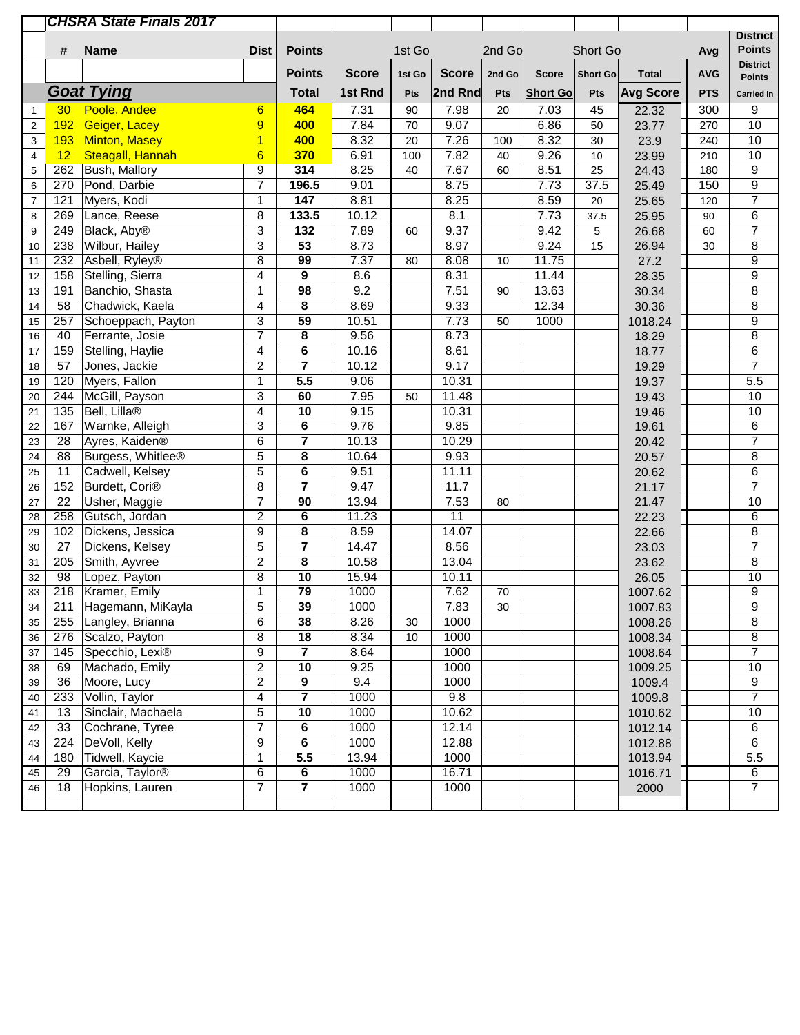## CHSRA State Finals 2017

|  | # | Name | Dist | Points | | 1st Go | | 2nd Go | | Short Go | | Avg | District Points |
|---|---|---|---|---|---|---|---|---|---|---|---|---|---|
|  |  |  |  | Points | Score | 1st Go | Score | 2nd Go | Score | Short Go | Total | AVG | District Points |
|  | **Goat Tying** |  |  | Total | 1st Rnd | Pts | 2nd Rnd | Pts | Short Go | Pts | Avg Score | PTS | Carried In |
| 1 | 30 | Poole, Andee | 6 | 464 | 7.31 | 90 | 7.98 | 20 | 7.03 | 45 | 22.32 | 300 | 9 |
| 2 | 192 | Geiger, Lacey | 9 | 400 | 7.84 | 70 | 9.07 |  | 6.86 | 50 | 23.77 | 270 | 10 |
| 3 | 193 | Minton, Masey | 1 | 400 | 8.32 | 20 | 7.26 | 100 | 8.32 | 30 | 23.9 | 240 | 10 |
| 4 | 12 | Steagall, Hannah | 6 | 370 | 6.91 | 100 | 7.82 | 40 | 9.26 | 10 | 23.99 | 210 | 10 |
| 5 | 262 | Bush, Mallory | 9 | 314 | 8.25 | 40 | 7.67 | 60 | 8.51 | 25 | 24.43 | 180 | 9 |
| 6 | 270 | Pond, Darbie | 7 | 196.5 | 9.01 |  | 8.75 |  | 7.73 | 37.5 | 25.49 | 150 | 9 |
| 7 | 121 | Myers, Kodi | 1 | 147 | 8.81 |  | 8.25 |  | 8.59 | 20 | 25.65 | 120 | 7 |
| 8 | 269 | Lance, Reese | 8 | 133.5 | 10.12 |  | 8.1 |  | 7.73 | 37.5 | 25.95 | 90 | 6 |
| 9 | 249 | Black, Aby® | 3 | 132 | 7.89 | 60 | 9.37 |  | 9.42 | 5 | 26.68 | 60 | 7 |
| 10 | 238 | Wilbur, Hailey | 3 | 53 | 8.73 |  | 8.97 |  | 9.24 | 15 | 26.94 | 30 | 8 |
| 11 | 232 | Asbell, Ryley® | 8 | 99 | 7.37 | 80 | 8.08 | 10 | 11.75 |  | 27.2 |  | 9 |
| 12 | 158 | Stelling, Sierra | 4 | 9 | 8.6 |  | 8.31 |  | 11.44 |  | 28.35 |  | 9 |
| 13 | 191 | Banchio, Shasta | 1 | 98 | 9.2 |  | 7.51 | 90 | 13.63 |  | 30.34 |  | 8 |
| 14 | 58 | Chadwick, Kaela | 4 | 8 | 8.69 |  | 9.33 |  | 12.34 |  | 30.36 |  | 8 |
| 15 | 257 | Schoeppach, Payton | 3 | 59 | 10.51 |  | 7.73 | 50 | 1000 |  | 1018.24 |  | 9 |
| 16 | 40 | Ferrante, Josie | 7 | 8 | 9.56 |  | 8.73 |  |  |  | 18.29 |  | 8 |
| 17 | 159 | Stelling, Haylie | 4 | 6 | 10.16 |  | 8.61 |  |  |  | 18.77 |  | 6 |
| 18 | 57 | Jones, Jackie | 2 | 7 | 10.12 |  | 9.17 |  |  |  | 19.29 |  | 7 |
| 19 | 120 | Myers, Fallon | 1 | 5.5 | 9.06 |  | 10.31 |  |  |  | 19.37 |  | 5.5 |
| 20 | 244 | McGill, Payson | 3 | 60 | 7.95 | 50 | 11.48 |  |  |  | 19.43 |  | 10 |
| 21 | 135 | Bell, Lilla® | 4 | 10 | 9.15 |  | 10.31 |  |  |  | 19.46 |  | 10 |
| 22 | 167 | Warnke, Alleigh | 3 | 6 | 9.76 |  | 9.85 |  |  |  | 19.61 |  | 6 |
| 23 | 28 | Ayres, Kaiden® | 6 | 7 | 10.13 |  | 10.29 |  |  |  | 20.42 |  | 7 |
| 24 | 88 | Burgess, Whitlee® | 5 | 8 | 10.64 |  | 9.93 |  |  |  | 20.57 |  | 8 |
| 25 | 11 | Cadwell, Kelsey | 5 | 6 | 9.51 |  | 11.11 |  |  |  | 20.62 |  | 6 |
| 26 | 152 | Burdett, Cori® | 8 | 7 | 9.47 |  | 11.7 |  |  |  | 21.17 |  | 7 |
| 27 | 22 | Usher, Maggie | 7 | 90 | 13.94 |  | 7.53 | 80 |  |  | 21.47 |  | 10 |
| 28 | 258 | Gutsch, Jordan | 2 | 6 | 11.23 |  | 11 |  |  |  | 22.23 |  | 6 |
| 29 | 102 | Dickens, Jessica | 9 | 8 | 8.59 |  | 14.07 |  |  |  | 22.66 |  | 8 |
| 30 | 27 | Dickens, Kelsey | 5 | 7 | 14.47 |  | 8.56 |  |  |  | 23.03 |  | 7 |
| 31 | 205 | Smith, Ayvree | 2 | 8 | 10.58 |  | 13.04 |  |  |  | 23.62 |  | 8 |
| 32 | 98 | Lopez, Payton | 8 | 10 | 15.94 |  | 10.11 |  |  |  | 26.05 |  | 10 |
| 33 | 218 | Kramer, Emily | 1 | 79 | 1000 |  | 7.62 | 70 |  |  | 1007.62 |  | 9 |
| 34 | 211 | Hagemann, MiKayla | 5 | 39 | 1000 |  | 7.83 | 30 |  |  | 1007.83 |  | 9 |
| 35 | 255 | Langley, Brianna | 6 | 38 | 8.26 | 30 | 1000 |  |  |  | 1008.26 |  | 8 |
| 36 | 276 | Scalzo, Payton | 8 | 18 | 8.34 | 10 | 1000 |  |  |  | 1008.34 |  | 8 |
| 37 | 145 | Specchio, Lexi® | 9 | 7 | 8.64 |  | 1000 |  |  |  | 1008.64 |  | 7 |
| 38 | 69 | Machado, Emily | 2 | 10 | 9.25 |  | 1000 |  |  |  | 1009.25 |  | 10 |
| 39 | 36 | Moore, Lucy | 2 | 9 | 9.4 |  | 1000 |  |  |  | 1009.4 |  | 9 |
| 40 | 233 | Vollin, Taylor | 4 | 7 | 1000 |  | 9.8 |  |  |  | 1009.8 |  | 7 |
| 41 | 13 | Sinclair, Machaela | 5 | 10 | 1000 |  | 10.62 |  |  |  | 1010.62 |  | 10 |
| 42 | 33 | Cochrane, Tyree | 7 | 6 | 1000 |  | 12.14 |  |  |  | 1012.14 |  | 6 |
| 43 | 224 | DeVoll, Kelly | 9 | 6 | 1000 |  | 12.88 |  |  |  | 1012.88 |  | 6 |
| 44 | 180 | Tidwell, Kaycie | 1 | 5.5 | 13.94 |  | 1000 |  |  |  | 1013.94 |  | 5.5 |
| 45 | 29 | Garcia, Taylor® | 6 | 6 | 1000 |  | 16.71 |  |  |  | 1016.71 |  | 6 |
| 46 | 18 | Hopkins, Lauren | 7 | 7 | 1000 |  | 1000 |  |  |  | 2000 |  | 7 |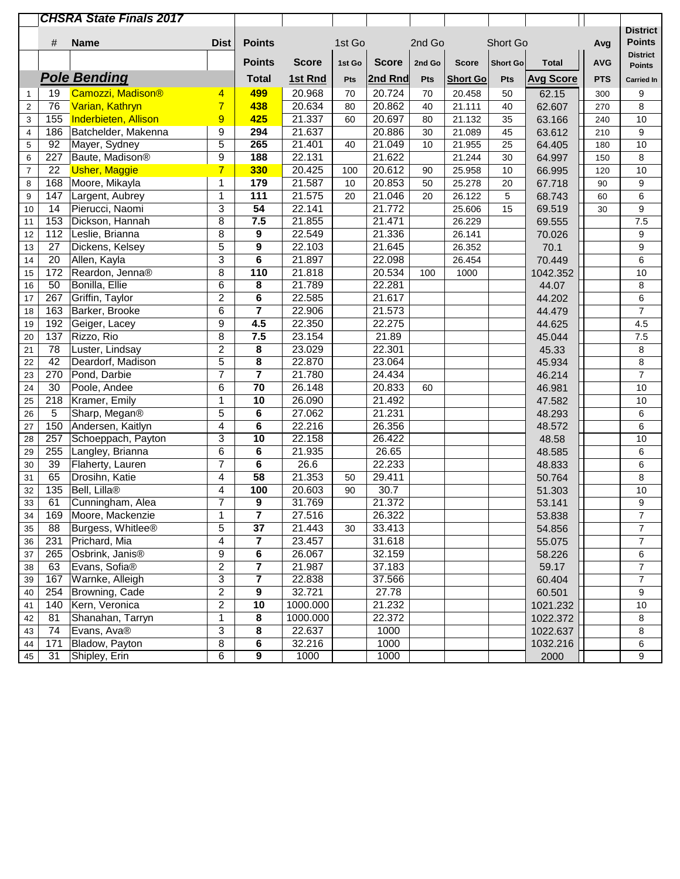| | CHSRA State Finals 2017 | | | | | | | | | | | | |
|---|---|---|---|---|---|---|---|---|---|---|---|---|---|
| | # | Name | Dist | Points | | 1st Go | | 2nd Go | | Short Go | | Avg | District Points |
| | | | | Points | Score | 1st Go | Score | 2nd Go | Score | Short Go | Total | AVG | District Points |
| | **Pole Bending** | | | Total | 1st Rnd | Pts | 2nd Rnd | Pts | Short Go | Pts | Avg Score | PTS | Carried In |
| 1 | 19 | Camozzi, Madison® | 4 | **499** | 20.968 | 70 | 20.724 | 70 | 20.458 | 50 | 62.15 | 300 | 9 |
| 2 | 76 | Varian, Kathryn | 7 | **438** | 20.634 | 80 | 20.862 | 40 | 21.111 | 40 | 62.607 | 270 | 8 |
| 3 | 155 | Inderbieten, Allison | 9 | **425** | 21.337 | 60 | 20.697 | 80 | 21.132 | 35 | 63.166 | 240 | 10 |
| 4 | 186 | Batchelder, Makenna | 9 | **294** | 21.637 | | 20.886 | 30 | 21.089 | 45 | 63.612 | 210 | 9 |
| 5 | 92 | Mayer, Sydney | 5 | **265** | 21.401 | 40 | 21.049 | 10 | 21.955 | 25 | 64.405 | 180 | 10 |
| 6 | 227 | Baute, Madison® | 9 | **188** | 22.131 | | 21.622 | | 21.244 | 30 | 64.997 | 150 | 8 |
| 7 | 22 | Usher, Maggie | 7 | **330** | 20.425 | 100 | 20.612 | 90 | 25.958 | 10 | 66.995 | 120 | 10 |
| 8 | 168 | Moore, Mikayla | 1 | **179** | 21.587 | 10 | 20.853 | 50 | 25.278 | 20 | 67.718 | 90 | 9 |
| 9 | 147 | Largent, Aubrey | 1 | **111** | 21.575 | 20 | 21.046 | 20 | 26.122 | 5 | 68.743 | 60 | 6 |
| 10 | 14 | Pierucci, Naomi | 3 | **54** | 22.141 | | 21.772 | | 25.606 | 15 | 69.519 | 30 | 9 |
| 11 | 153 | Dickson, Hannah | 8 | **7.5** | 21.855 | | 21.471 | | 26.229 | | 69.555 | | 7.5 |
| 12 | 112 | Leslie, Brianna | 8 | **9** | 22.549 | | 21.336 | | 26.141 | | 70.026 | | 9 |
| 13 | 27 | Dickens, Kelsey | 5 | **9** | 22.103 | | 21.645 | | 26.352 | | 70.1 | | 9 |
| 14 | 20 | Allen, Kayla | 3 | **6** | 21.897 | | 22.098 | | 26.454 | | 70.449 | | 6 |
| 15 | 172 | Reardon, Jenna® | 8 | **110** | 21.818 | | 20.534 | 100 | 1000 | | 1042.352 | | 10 |
| 16 | 50 | Bonilla, Ellie | 6 | **8** | 21.789 | | 22.281 | | | | 44.07 | | 8 |
| 17 | 267 | Griffin, Taylor | 2 | **6** | 22.585 | | 21.617 | | | | 44.202 | | 6 |
| 18 | 163 | Barker, Brooke | 6 | **7** | 22.906 | | 21.573 | | | | 44.479 | | 7 |
| 19 | 192 | Geiger, Lacey | 9 | **4.5** | 22.350 | | 22.275 | | | | 44.625 | | 4.5 |
| 20 | 137 | Rizzo, Rio | 8 | **7.5** | 23.154 | | 21.89 | | | | 45.044 | | 7.5 |
| 21 | 78 | Luster, Lindsay | 2 | **8** | 23.029 | | 22.301 | | | | 45.33 | | 8 |
| 22 | 42 | Deardorf, Madison | 5 | **8** | 22.870 | | 23.064 | | | | 45.934 | | 8 |
| 23 | 270 | Pond, Darbie | 7 | **7** | 21.780 | | 24.434 | | | | 46.214 | | 7 |
| 24 | 30 | Poole, Andee | 6 | **70** | 26.148 | | 20.833 | 60 | | | 46.981 | | 10 |
| 25 | 218 | Kramer, Emily | 1 | **10** | 26.090 | | 21.492 | | | | 47.582 | | 10 |
| 26 | 5 | Sharp, Megan® | 5 | **6** | 27.062 | | 21.231 | | | | 48.293 | | 6 |
| 27 | 150 | Andersen, Kaitlyn | 4 | **6** | 22.216 | | 26.356 | | | | 48.572 | | 6 |
| 28 | 257 | Schoeppach, Payton | 3 | **10** | 22.158 | | 26.422 | | | | 48.58 | | 10 |
| 29 | 255 | Langley, Brianna | 6 | **6** | 21.935 | | 26.65 | | | | 48.585 | | 6 |
| 30 | 39 | Flaherty, Lauren | 7 | **6** | 26.6 | | 22.233 | | | | 48.833 | | 6 |
| 31 | 65 | Drosihn, Katie | 4 | **58** | 21.353 | 50 | 29.411 | | | | 50.764 | | 8 |
| 32 | 135 | Bell, Lilla® | 4 | **100** | 20.603 | 90 | 30.7 | | | | 51.303 | | 10 |
| 33 | 61 | Cunningham, Alea | 7 | **9** | 31.769 | | 21.372 | | | | 53.141 | | 9 |
| 34 | 169 | Moore, Mackenzie | 1 | **7** | 27.516 | | 26.322 | | | | 53.838 | | 7 |
| 35 | 88 | Burgess, Whitlee® | 5 | **37** | 21.443 | 30 | 33.413 | | | | 54.856 | | 7 |
| 36 | 231 | Prichard, Mia | 4 | **7** | 23.457 | | 31.618 | | | | 55.075 | | 7 |
| 37 | 265 | Osbrink, Janis® | 9 | **6** | 26.067 | | 32.159 | | | | 58.226 | | 6 |
| 38 | 63 | Evans, Sofia® | 2 | **7** | 21.987 | | 37.183 | | | | 59.17 | | 7 |
| 39 | 167 | Warnke, Alleigh | 3 | **7** | 22.838 | | 37.566 | | | | 60.404 | | 7 |
| 40 | 254 | Browning, Cade | 2 | **9** | 32.721 | | 27.78 | | | | 60.501 | | 9 |
| 41 | 140 | Kern, Veronica | 2 | **10** | 1000.000 | | 21.232 | | | | 1021.232 | | 10 |
| 42 | 81 | Shanahan, Tarryn | 1 | **8** | 1000.000 | | 22.372 | | | | 1022.372 | | 8 |
| 43 | 74 | Evans, Ava® | 3 | **8** | 22.637 | | 1000 | | | | 1022.637 | | 8 |
| 44 | 171 | Bladow, Payton | 8 | **6** | 32.216 | | 1000 | | | | 1032.216 | | 6 |
| 45 | 31 | Shipley, Erin | 6 | **9** | 1000 | | 1000 | | | | 2000 | | 9 |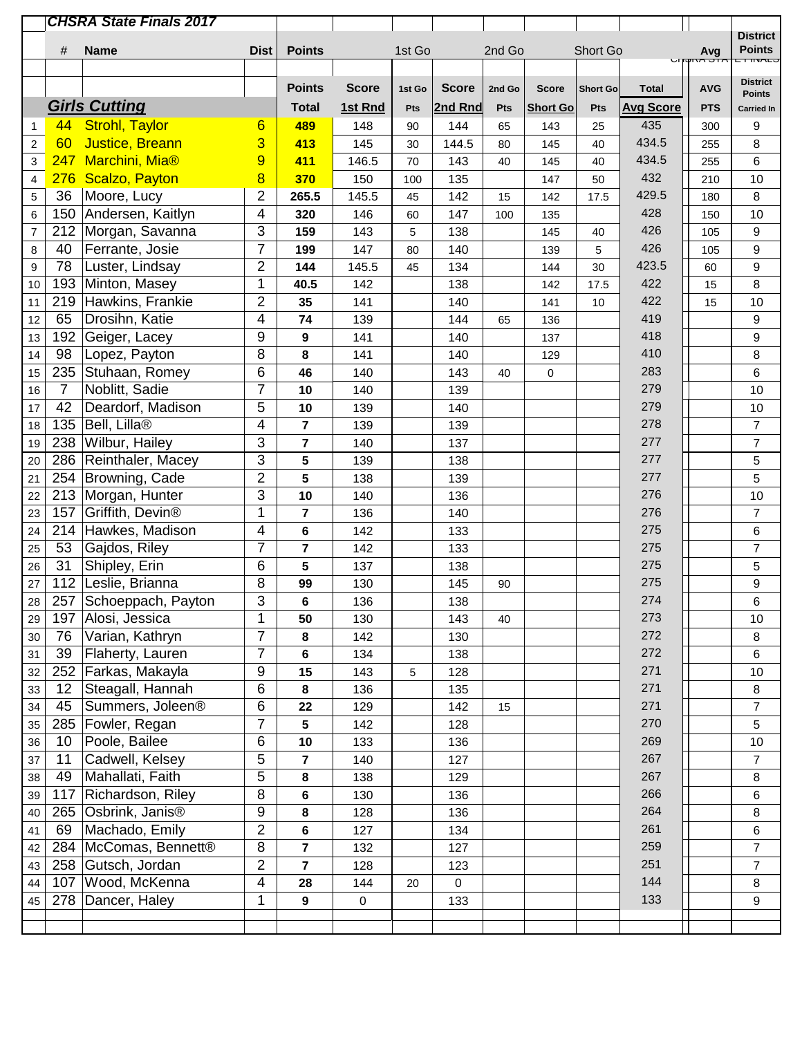## CHSRA State Finals 2017

| | # | Name | Dist | Points | Score | 1st Go | Score | 2nd Go | Score | Short Go | Total | Avg | District Points |
|---|---|---|---|---|---|---|---|---|---|---|---|---|---|
| | | | | Points | Score | 1st Go | Score | 2nd Go | Score | Short Go | Total | AVG | District Points |
| | | **Girls Cutting** | | Total | 1st Rnd | Pts | 2nd Rnd | Pts | Short Go | Pts | Avg Score | PTS | Carried In |
| 1 | 44 | Strohl, Taylor | 6 | **489** | 148 | 90 | 144 | 65 | 143 | 25 | 435 | 300 | 9 |
| 2 | 60 | Justice, Breann | 3 | **413** | 145 | 30 | 144.5 | 80 | 145 | 40 | 434.5 | 255 | 8 |
| 3 | 247 | Marchini, Mia® | 9 | **411** | 146.5 | 70 | 143 | 40 | 145 | 40 | 434.5 | 255 | 6 |
| 4 | 276 | Scalzo, Payton | 8 | **370** | 150 | 100 | 135 | | 147 | 50 | 432 | 210 | 10 |
| 5 | 36 | Moore, Lucy | 2 | **265.5** | 145.5 | 45 | 142 | 15 | 142 | 17.5 | 429.5 | 180 | 8 |
| 6 | 150 | Andersen, Kaitlyn | 4 | **320** | 146 | 60 | 147 | 100 | 135 | | 428 | 150 | 10 |
| 7 | 212 | Morgan, Savanna | 3 | **159** | 143 | 5 | 138 | | 145 | 40 | 426 | 105 | 9 |
| 8 | 40 | Ferrante, Josie | 7 | **199** | 147 | 80 | 140 | | 139 | 5 | 426 | 105 | 9 |
| 9 | 78 | Luster, Lindsay | 2 | **144** | 145.5 | 45 | 134 | | 144 | 30 | 423.5 | 60 | 9 |
| 10 | 193 | Minton, Masey | 1 | **40.5** | 142 | | 138 | | 142 | 17.5 | 422 | 15 | 8 |
| 11 | 219 | Hawkins, Frankie | 2 | **35** | 141 | | 140 | | 141 | 10 | 422 | 15 | 10 |
| 12 | 65 | Drosihn, Katie | 4 | **74** | 139 | | 144 | 65 | 136 | | 419 | | 9 |
| 13 | 192 | Geiger, Lacey | 9 | **9** | 141 | | 140 | | 137 | | 418 | | 9 |
| 14 | 98 | Lopez, Payton | 8 | **8** | 141 | | 140 | | 129 | | 410 | | 8 |
| 15 | 235 | Stuhaan, Romey | 6 | **46** | 140 | | 143 | 40 | 0 | | 283 | | 6 |
| 16 | 7 | Noblitt, Sadie | 7 | **10** | 140 | | 139 | | | | 279 | | 10 |
| 17 | 42 | Deardorf, Madison | 5 | **10** | 139 | | 140 | | | | 279 | | 10 |
| 18 | 135 | Bell, Lilla® | 4 | **7** | 139 | | 139 | | | | 278 | | 7 |
| 19 | 238 | Wilbur, Hailey | 3 | **7** | 140 | | 137 | | | | 277 | | 7 |
| 20 | 286 | Reinthaler, Macey | 3 | **5** | 139 | | 138 | | | | 277 | | 5 |
| 21 | 254 | Browning, Cade | 2 | **5** | 138 | | 139 | | | | 277 | | 5 |
| 22 | 213 | Morgan, Hunter | 3 | **10** | 140 | | 136 | | | | 276 | | 10 |
| 23 | 157 | Griffith, Devin® | 1 | **7** | 136 | | 140 | | | | 276 | | 7 |
| 24 | 214 | Hawkes, Madison | 4 | **6** | 142 | | 133 | | | | 275 | | 6 |
| 25 | 53 | Gajdos, Riley | 7 | **7** | 142 | | 133 | | | | 275 | | 7 |
| 26 | 31 | Shipley, Erin | 6 | **5** | 137 | | 138 | | | | 275 | | 5 |
| 27 | 112 | Leslie, Brianna | 8 | **99** | 130 | | 145 | 90 | | | 275 | | 9 |
| 28 | 257 | Schoeppach, Payton | 3 | **6** | 136 | | 138 | | | | 274 | | 6 |
| 29 | 197 | Alosi, Jessica | 1 | **50** | 130 | | 143 | 40 | | | 273 | | 10 |
| 30 | 76 | Varian, Kathryn | 7 | **8** | 142 | | 130 | | | | 272 | | 8 |
| 31 | 39 | Flaherty, Lauren | 7 | **6** | 134 | | 138 | | | | 272 | | 6 |
| 32 | 252 | Farkas, Makayla | 9 | **15** | 143 | 5 | 128 | | | | 271 | | 10 |
| 33 | 12 | Steagall, Hannah | 6 | **8** | 136 | | 135 | | | | 271 | | 8 |
| 34 | 45 | Summers, Joleen® | 6 | **22** | 129 | | 142 | 15 | | | 271 | | 7 |
| 35 | 285 | Fowler, Regan | 7 | **5** | 142 | | 128 | | | | 270 | | 5 |
| 36 | 10 | Poole, Bailee | 6 | **10** | 133 | | 136 | | | | 269 | | 10 |
| 37 | 11 | Cadwell, Kelsey | 5 | **7** | 140 | | 127 | | | | 267 | | 7 |
| 38 | 49 | Mahallati, Faith | 5 | **8** | 138 | | 129 | | | | 267 | | 8 |
| 39 | 117 | Richardson, Riley | 8 | **6** | 130 | | 136 | | | | 266 | | 6 |
| 40 | 265 | Osbrink, Janis® | 9 | **8** | 128 | | 136 | | | | 264 | | 8 |
| 41 | 69 | Machado, Emily | 2 | **6** | 127 | | 134 | | | | 261 | | 6 |
| 42 | 284 | McComas, Bennett® | 8 | **7** | 132 | | 127 | | | | 259 | | 7 |
| 43 | 258 | Gutsch, Jordan | 2 | **7** | 128 | | 123 | | | | 251 | | 7 |
| 44 | 107 | Wood, McKenna | 4 | **28** | 144 | 20 | 0 | | | | 144 | | 8 |
| 45 | 278 | Dancer, Haley | 1 | **9** | 0 | | 133 | | | | 133 | | 9 |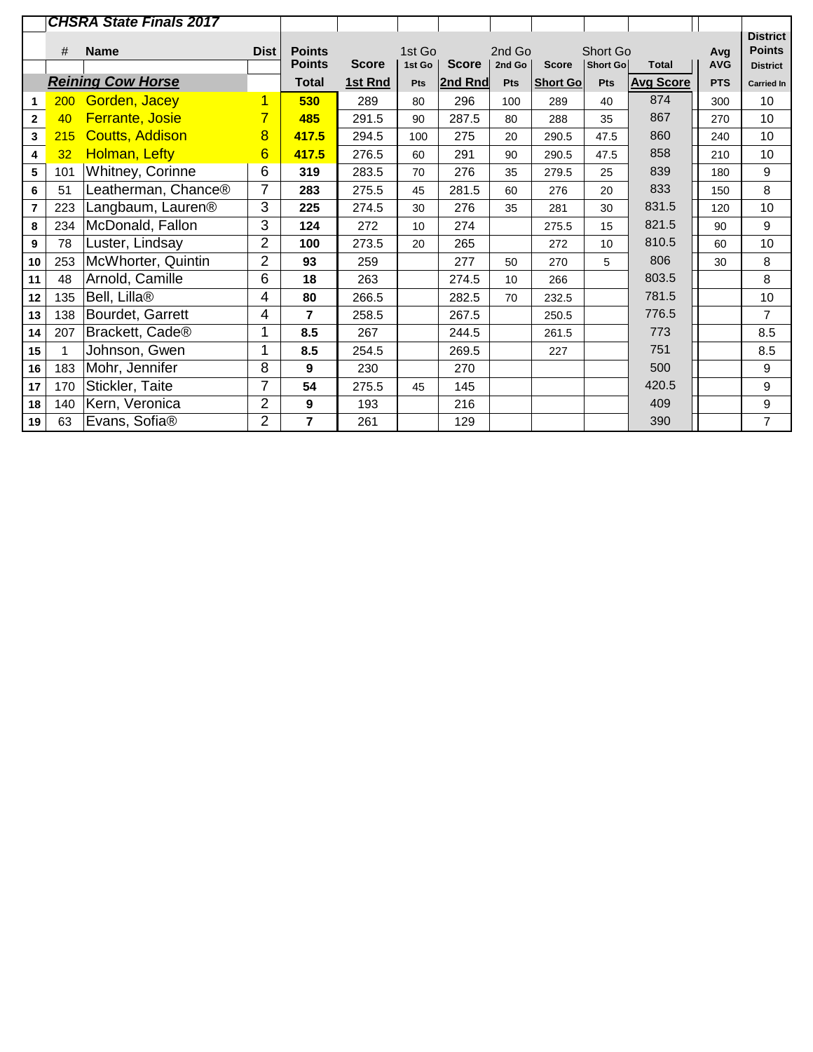| | CHSRA State Finals 2017 | | | | | | | | | | | | |
|---|---|---|---|---|---|---|---|---|---|---|---|---|---|
| | # | Name | Dist | Points | | 1st Go | | 2nd Go | | Short Go | | Avg | District Points |
| | | | | Points | Score | 1st Go | Score | 2nd Go | Score | Short Go | Total | AVG | District |
| | Reining Cow Horse | | | Total | 1st Rnd | Pts | 2nd Rnd | Pts | Short Go | Pts | Avg Score | PTS | Carried In |
| 1 | 200 | Gorden, Jacey | 1 | 530 | 289 | 80 | 296 | 100 | 289 | 40 | 874 | 300 | 10 |
| 2 | 40 | Ferrante, Josie | 7 | 485 | 291.5 | 90 | 287.5 | 80 | 288 | 35 | 867 | 270 | 10 |
| 3 | 215 | Coutts, Addison | 8 | 417.5 | 294.5 | 100 | 275 | 20 | 290.5 | 47.5 | 860 | 240 | 10 |
| 4 | 32 | Holman, Lefty | 6 | 417.5 | 276.5 | 60 | 291 | 90 | 290.5 | 47.5 | 858 | 210 | 10 |
| 5 | 101 | Whitney, Corinne | 6 | 319 | 283.5 | 70 | 276 | 35 | 279.5 | 25 | 839 | 180 | 9 |
| 6 | 51 | Leatherman, Chance® | 7 | 283 | 275.5 | 45 | 281.5 | 60 | 276 | 20 | 833 | 150 | 8 |
| 7 | 223 | Langbaum, Lauren® | 3 | 225 | 274.5 | 30 | 276 | 35 | 281 | 30 | 831.5 | 120 | 10 |
| 8 | 234 | McDonald, Fallon | 3 | 124 | 272 | 10 | 274 | | 275.5 | 15 | 821.5 | 90 | 9 |
| 9 | 78 | Luster, Lindsay | 2 | 100 | 273.5 | 20 | 265 | | 272 | 10 | 810.5 | 60 | 10 |
| 10 | 253 | McWhorter, Quintin | 2 | 93 | 259 | | 277 | 50 | 270 | 5 | 806 | 30 | 8 |
| 11 | 48 | Arnold, Camille | 6 | 18 | 263 | | 274.5 | 10 | 266 | | 803.5 | | 8 |
| 12 | 135 | Bell, Lilla® | 4 | 80 | 266.5 | | 282.5 | 70 | 232.5 | | 781.5 | | 10 |
| 13 | 138 | Bourdet, Garrett | 4 | 7 | 258.5 | | 267.5 | | 250.5 | | 776.5 | | 7 |
| 14 | 207 | Brackett, Cade® | 1 | 8.5 | 267 | | 244.5 | | 261.5 | | 773 | | 8.5 |
| 15 | 1 | Johnson, Gwen | 1 | 8.5 | 254.5 | | 269.5 | | 227 | | 751 | | 8.5 |
| 16 | 183 | Mohr, Jennifer | 8 | 9 | 230 | | 270 | | | | 500 | | 9 |
| 17 | 170 | Stickler, Taite | 7 | 54 | 275.5 | 45 | 145 | | | | 420.5 | | 9 |
| 18 | 140 | Kern, Veronica | 2 | 9 | 193 | | 216 | | | | 409 | | 9 |
| 19 | 63 | Evans, Sofia® | 2 | 7 | 261 | | 129 | | | | 390 | | 7 |